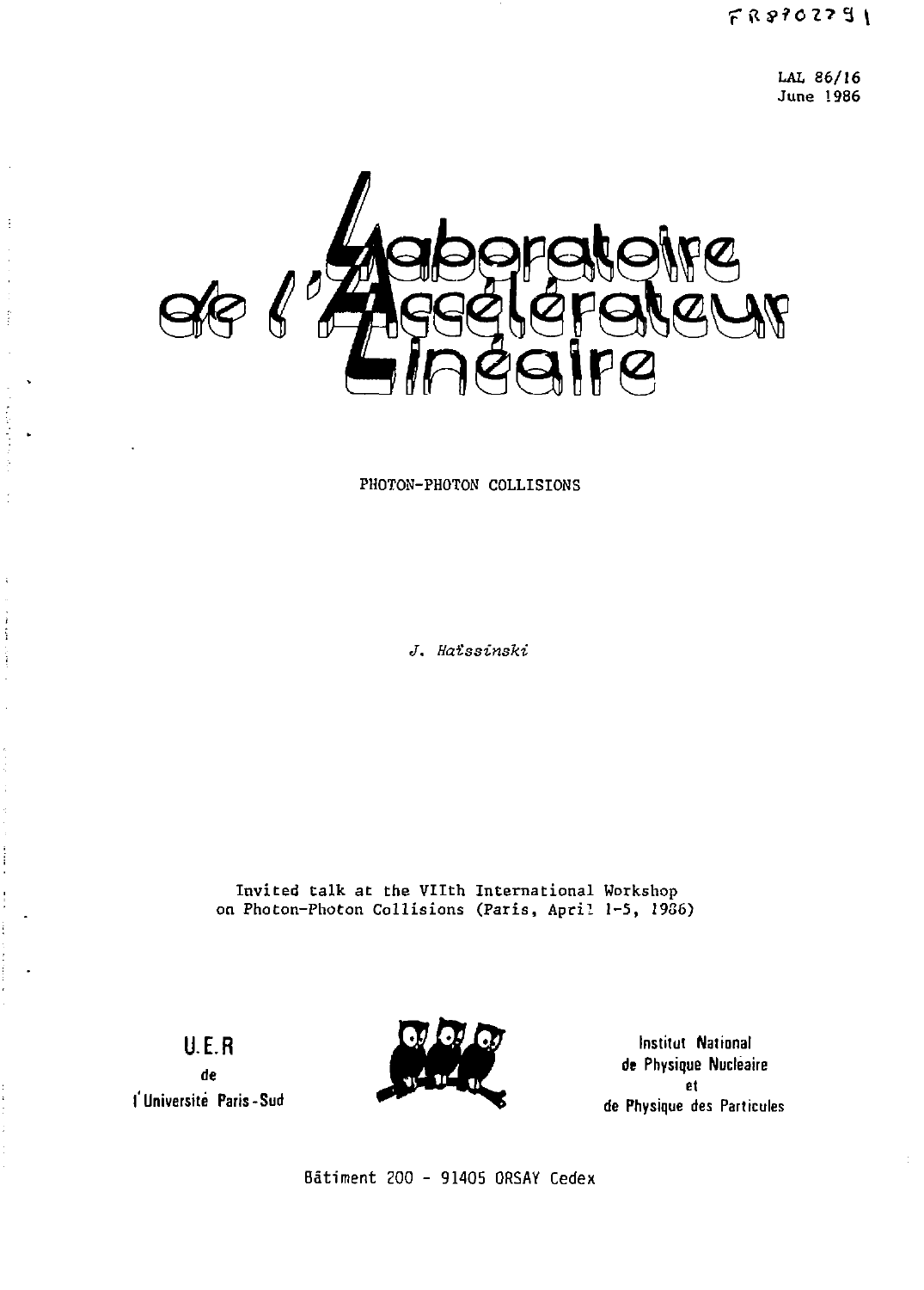FR8702791

LAL 86/16
June 1986

# Laboratoire de l'Accélérateur Linéaire

PHOTON-PHOTON COLLISIONS

*J. Haïssinski*

Invited talk at the VIIth International Workshop on Photon-Photon Collisions (Paris, April 1-5, 1986)

U.E.R de l'Université Paris-Sud

Institut National de Physique Nucléaire et de Physique des Particules

Bâtiment 200 - 91405 ORSAY Cedex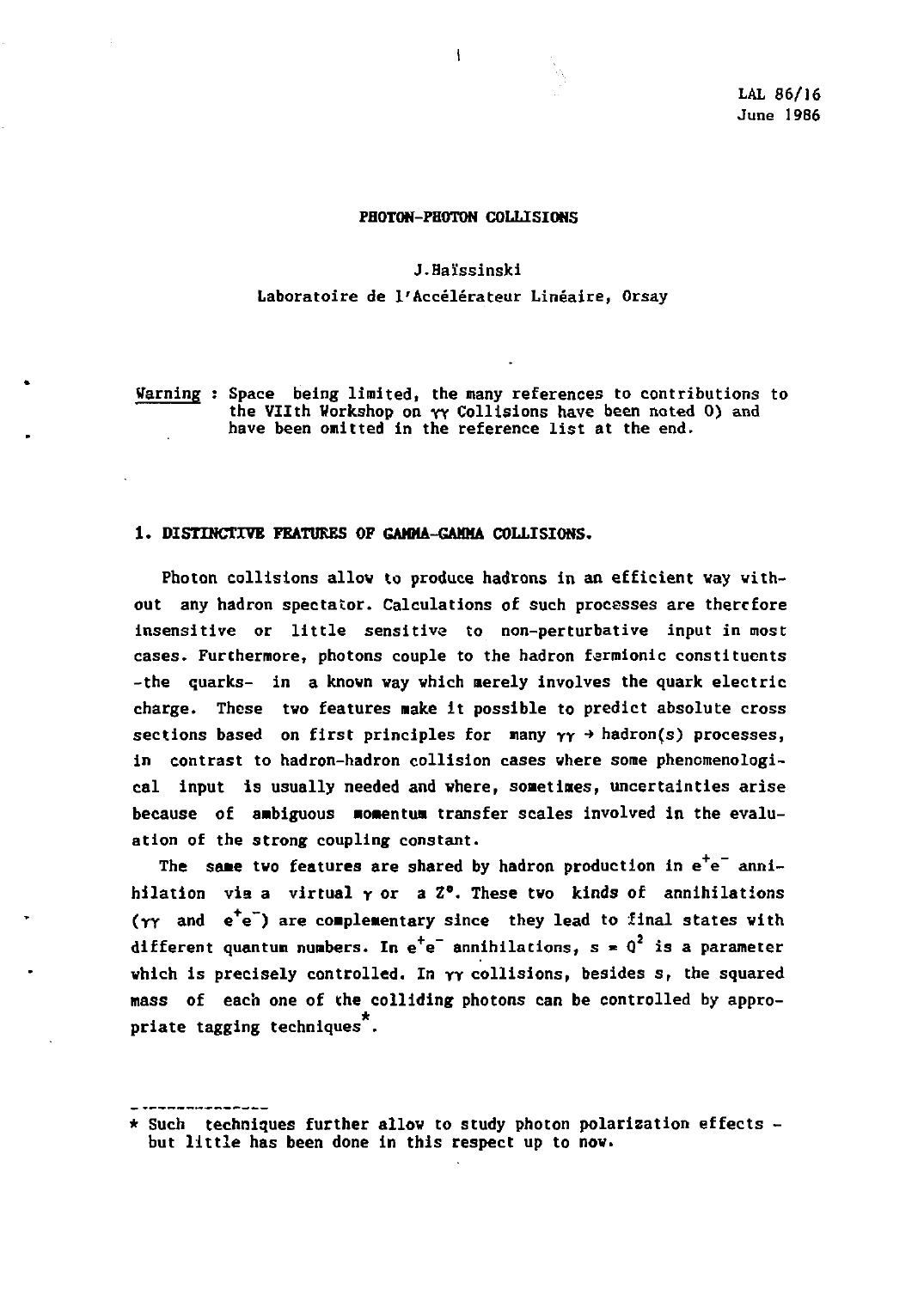LAL 86/16
June 1986

# PHOTON-PHOTON COLLISIONS

J.Haïssinski

Laboratoire de l'Accélérateur Linéaire, Orsay

Warning : Space being limited, the many references to contributions to the VIIth Workshop on $\gamma\gamma$ Collisions have been noted 0) and have been omitted in the reference list at the end.

## 1. DISTINCTIVE FEATURES OF GAMMA-GAMMA COLLISIONS.

Photon collisions allow to produce hadrons in an efficient way without any hadron spectator. Calculations of such processes are therefore insensitive or little sensitive to non-perturbative input in most cases. Furthermore, photons couple to the hadron fermionic constituents -the quarks- in a known way which merely involves the quark electric charge. These two features make it possible to predict absolute cross sections based on first principles for many $\gamma\gamma \to$ hadron(s) processes, in contrast to hadron-hadron collision cases where some phenomenological input is usually needed and where, sometimes, uncertainties arise because of ambiguous momentum transfer scales involved in the evaluation of the strong coupling constant.

The same two features are shared by hadron production in $e^+e^-$ annihilation via a virtual $\gamma$ or a $Z^o$. These two kinds of annihilations ($\gamma\gamma$ and $e^+e^-$) are complementary since they lead to final states with different quantum numbers. In $e^+e^-$ annihilations, $s = Q^2$ is a parameter which is precisely controlled. In $\gamma\gamma$ collisions, besides s, the squared mass of each one of the colliding photons can be controlled by appropriate tagging techniques*.

* Such techniques further allow to study photon polarization effects - but little has been done in this respect up to now.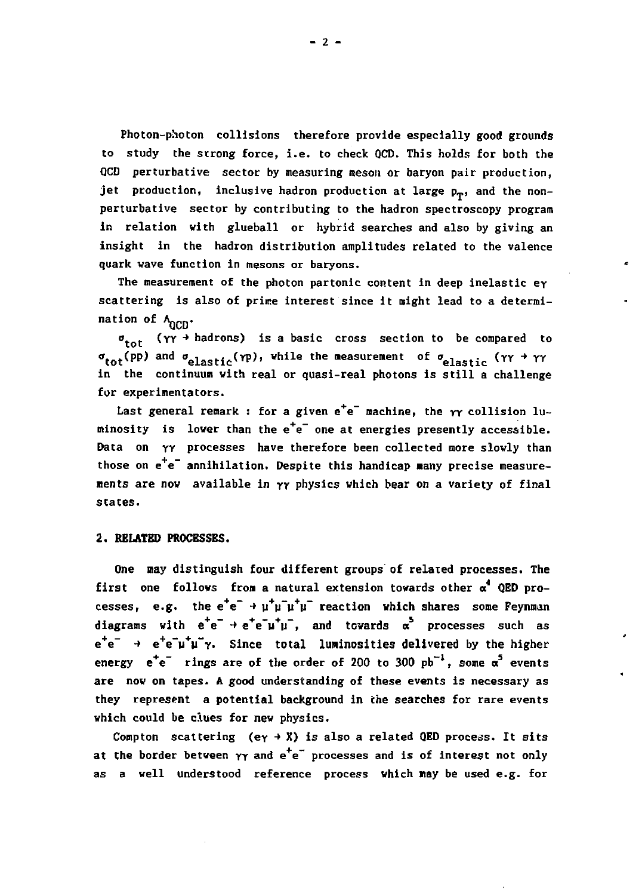Photon-photon collisions therefore provide especially good grounds to study the strong force, i.e. to check QCD. This holds for both the QCD perturbative sector by measuring meson or baryon pair production, jet production, inclusive hadron production at large $p_T$, and the non-perturbative sector by contributing to the hadron spectroscopy program in relation with glueball or hybrid searches and also by giving an insight in the hadron distribution amplitudes related to the valence quark wave function in mesons or baryons.

The measurement of the photon partonic content in deep inelastic $e\gamma$ scattering is also of prime interest since it might lead to a determination of $\Lambda_{QCD}$.

$\sigma_{tot}$ ($\gamma\gamma \rightarrow$ hadrons) is a basic cross section to be compared to $\sigma_{tot}(pp)$ and $\sigma_{elastic}(\gamma p)$, while the measurement of $\sigma_{elastic}$ ($\gamma\gamma \rightarrow \gamma\gamma$ in the continuum with real or quasi-real photons is still a challenge for experimentators.

Last general remark : for a given $e^+e^-$ machine, the $\gamma\gamma$ collision luminosity is lower than the $e^+e^-$ one at energies presently accessible. Data on $\gamma\gamma$ processes have therefore been collected more slowly than those on $e^+e^-$ annihilation. Despite this handicap many precise measurements are now available in $\gamma\gamma$ physics which bear on a variety of final states.

## 2. RELATED PROCESSES.

One may distinguish four different groups of related processes. The first one follows from a natural extension towards other $\alpha^4$ QED processes, e.g. the $e^+e^- \rightarrow \mu^+\mu^-\mu^+\mu^-$ reaction which shares some Feynman diagrams with $e^+e^- \rightarrow e^+e^-\mu^+\mu^-$, and towards $\alpha^5$ processes such as $e^+e^- \rightarrow e^+e^-\mu^+\mu^-\gamma$. Since total luminosities delivered by the higher energy $e^+e^-$ rings are of the order of 200 to 300 $pb^{-1}$, some $\alpha^5$ events are now on tapes. A good understanding of these events is necessary as they represent a potential background in the searches for rare events which could be clues for new physics.

Compton scattering ($e\gamma \rightarrow X$) is also a related QED process. It sits at the border between $\gamma\gamma$ and $e^+e^-$ processes and is of interest not only as a well understood reference process which may be used e.g. for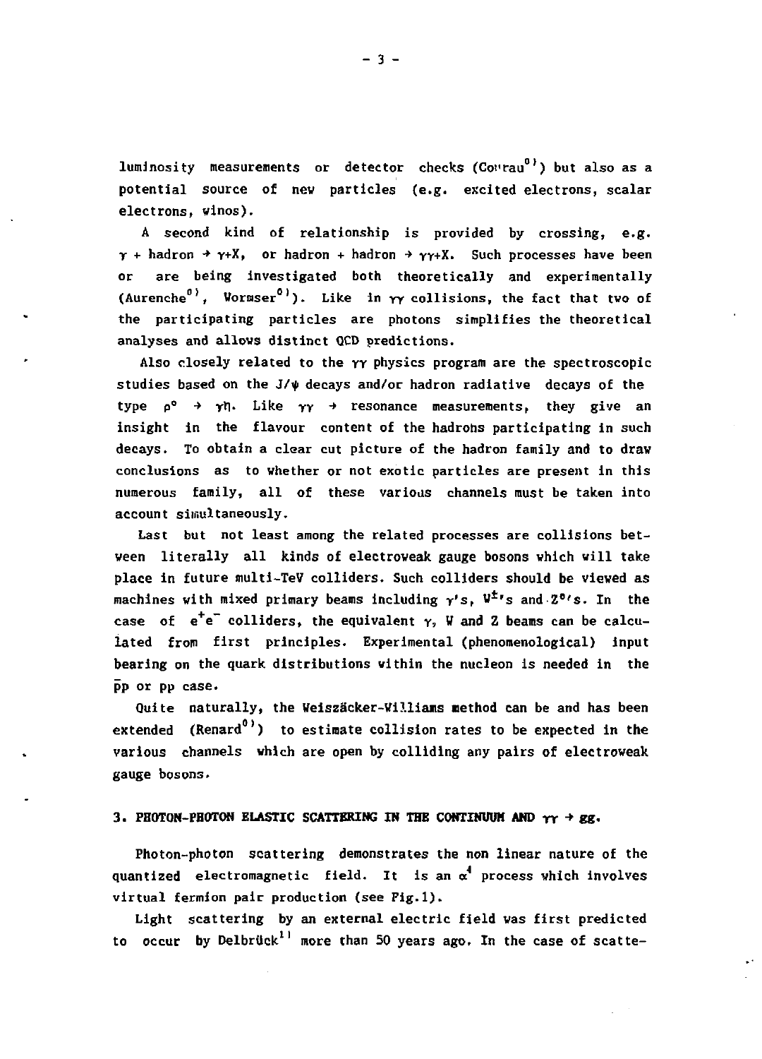luminosity measurements or detector checks (Courau[0]) but also as a potential source of new particles (e.g. excited electrons, scalar electrons, winos).

A second kind of relationship is provided by crossing, e.g. $\gamma$ + hadron $\rightarrow$ $\gamma$+X, or hadron + hadron $\rightarrow$ $\gamma\gamma$+X. Such processes have been or are being investigated both theoretically and experimentally (Aurenche[0], Wormser[0]). Like in $\gamma\gamma$ collisions, the fact that two of the participating particles are photons simplifies the theoretical analyses and allows distinct QCD predictions.

Also closely related to the $\gamma\gamma$ physics program are the spectroscopic studies based on the $J/\psi$ decays and/or hadron radiative decays of the type $\rho^0 \rightarrow \gamma\eta$. Like $\gamma\gamma \rightarrow$ resonance measurements, they give an insight in the flavour content of the hadrons participating in such decays. To obtain a clear cut picture of the hadron family and to draw conclusions as to whether or not exotic particles are present in this numerous family, all of these various channels must be taken into account simultaneously.

Last but not least among the related processes are collisions between literally all kinds of electroweak gauge bosons which will take place in future multi-TeV colliders. Such colliders should be viewed as machines with mixed primary beams including $\gamma$'s, $W^{\pm}$'s and $Z^0$'s. In the case of $e^+e^-$ colliders, the equivalent $\gamma$, W and Z beams can be calculated from first principles. Experimental (phenomenological) input bearing on the quark distributions within the nucleon is needed in the $\bar{p}p$ or pp case.

Quite naturally, the Weizsäcker-Williams method can be and has been extended (Renard[0]) to estimate collision rates to be expected in the various channels which are open by colliding any pairs of electroweak gauge bosons.

## 3. PHOTON-PHOTON ELASTIC SCATTERING IN THE CONTINUUM AND $\gamma\gamma \rightarrow gg$.

Photon-photon scattering demonstrates the non linear nature of the quantized electromagnetic field. It is an $\alpha^4$ process which involves virtual fermion pair production (see Fig.1).

Light scattering by an external electric field was first predicted to occur by Delbrück[11] more than 50 years ago. In the case of scatte-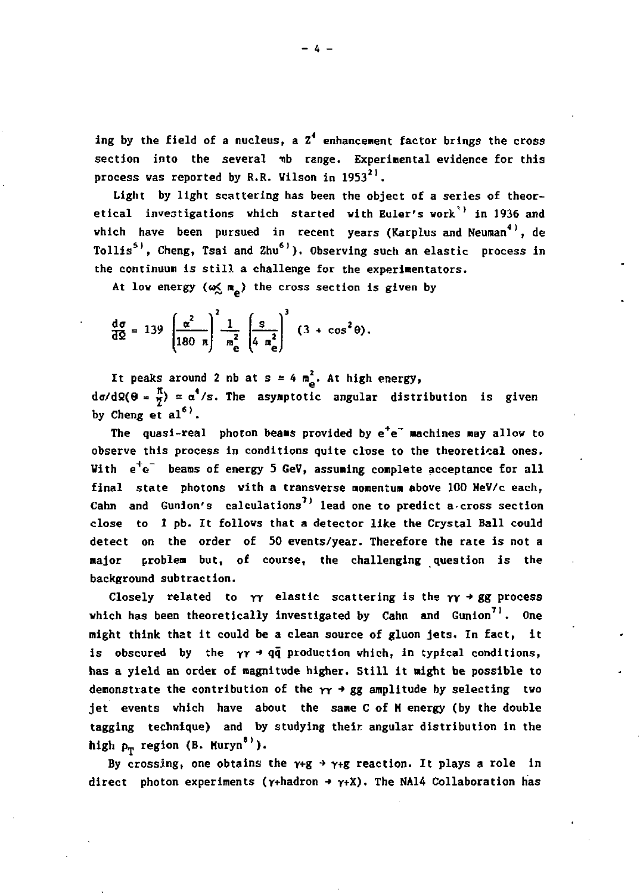ing by the field of a nucleus, a $Z^4$ enhancement factor brings the cross section into the several mb range. Experimental evidence for this process was reported by R.R. Wilson in 1953[2].

Light by light scattering has been the object of a series of theoretical investigations which started with Euler's work[3] in 1936 and which have been pursued in recent years (Karplus and Neuman[4], de Tollis[5], Cheng, Tsai and Zhu[6]). Observing such an elastic process in the continuum is still a challenge for the experimentators.

At low energy ($\omega \lesssim m_e$) the cross section is given by

$$\frac{d\sigma}{d\Omega} = 139 \left(\frac{\alpha^2}{180\ \pi}\right)^2 \frac{1}{m_e^2} \left(\frac{s}{4\ m_e^2}\right)^3 (3 + \cos^2\theta).$$

It peaks around 2 nb at $s \approx 4\ m_e^2$. At high energy, $d\sigma/d\Omega(\theta = \frac{\pi}{2}) \approx \alpha^4/s$. The asymptotic angular distribution is given by Cheng et al[6].

The quasi-real photon beams provided by $e^+e^-$ machines may allow to observe this process in conditions quite close to the theoretical ones. With $e^+e^-$ beams of energy 5 GeV, assuming complete acceptance for all final state photons with a transverse momentum above 100 MeV/c each, Cahn and Gunion's calculations[7] lead one to predict a cross section close to 1 pb. It follows that a detector like the Crystal Ball could detect on the order of 50 events/year. Therefore the rate is not a major problem but, of course, the challenging question is the background subtraction.

Closely related to $\gamma\gamma$ elastic scattering is the $\gamma\gamma \to gg$ process which has been theoretically investigated by Cahn and Gunion[7]. One might think that it could be a clean source of gluon jets. In fact, it is obscured by the $\gamma\gamma \to q\bar{q}$ production which, in typical conditions, has a yield an order of magnitude higher. Still it might be possible to demonstrate the contribution of the $\gamma\gamma \to gg$ amplitude by selecting two jet events which have about the same C of M energy (by the double tagging technique) and by studying their angular distribution in the high $p_T$ region (B. Muryn[8]).

By crossing, one obtains the $\gamma$+g $\to$ $\gamma$+g reaction. It plays a role in direct photon experiments ($\gamma$+hadron $\to$ $\gamma$+X). The NA14 Collaboration has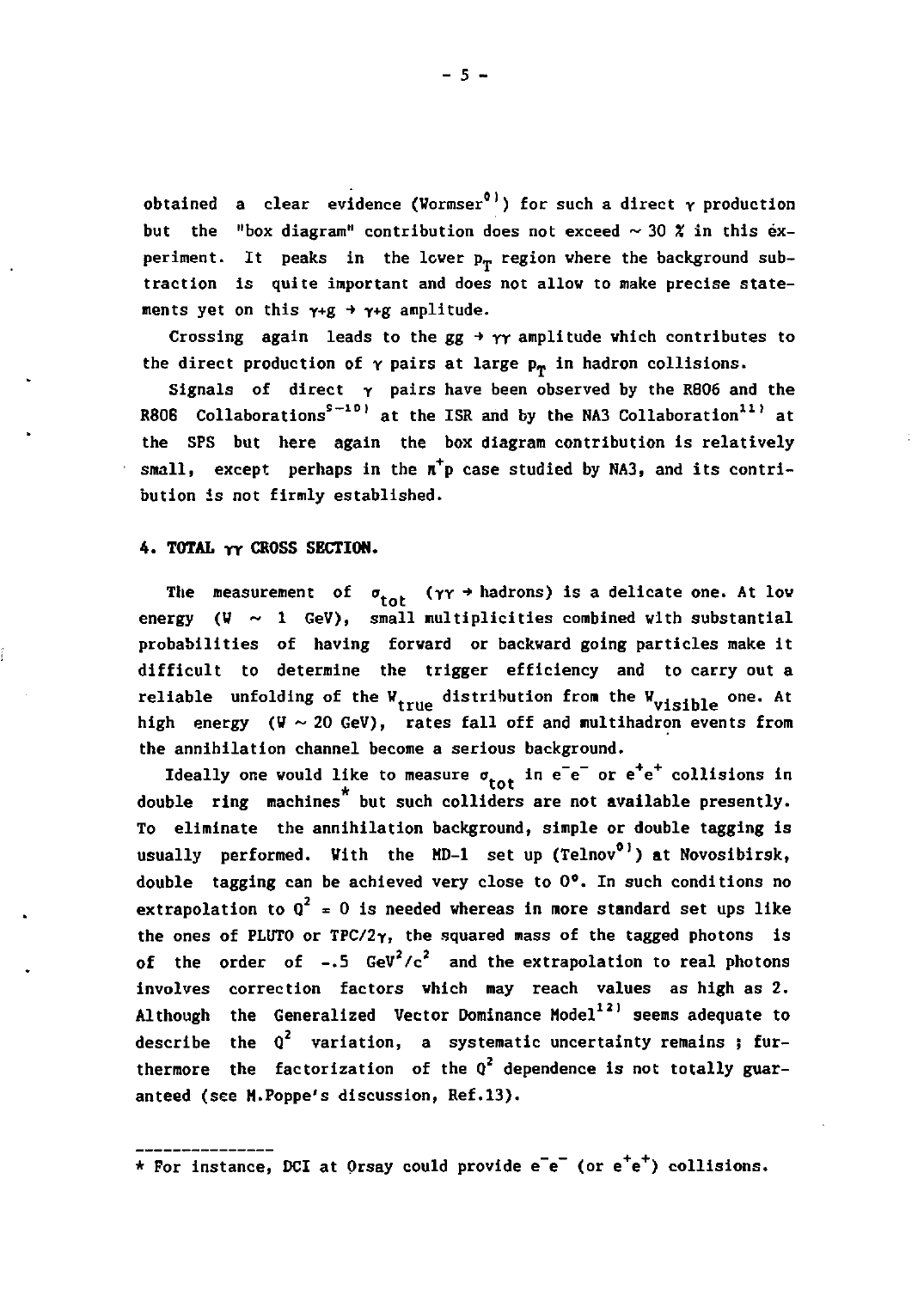obtained a clear evidence (Wormser[8]) for such a direct $\gamma$ production but the "box diagram" contribution does not exceed $\sim 30$ % in this experiment. It peaks in the lower $p_T$ region where the background subtraction is quite important and does not allow to make precise statements yet on this $\gamma+g \rightarrow \gamma+g$ amplitude.

Crossing again leads to the $gg \rightarrow \gamma\gamma$ amplitude which contributes to the direct production of $\gamma$ pairs at large $p_T$ in hadron collisions.

Signals of direct $\gamma$ pairs have been observed by the R806 and the R808 Collaborations[9-10] at the ISR and by the NA3 Collaboration[11] at the SPS but here again the box diagram contribution is relatively small, except perhaps in the $\pi^+p$ case studied by NA3, and its contribution is not firmly established.

## 4. TOTAL $\gamma\gamma$ CROSS SECTION.

The measurement of $\sigma_{tot}$ ($\gamma\gamma \rightarrow$ hadrons) is a delicate one. At low energy ($W \sim 1$ GeV), small multiplicities combined with substantial probabilities of having forward or backward going particles make it difficult to determine the trigger efficiency and to carry out a reliable unfolding of the $W_{true}$ distribution from the $W_{visible}$ one. At high energy ($W \sim 20$ GeV), rates fall off and multihadron events from the annihilation channel become a serious background.

Ideally one would like to measure $\sigma_{tot}$ in $e^-e^-$ or $e^+e^+$ collisions in double ring machines* but such colliders are not available presently. To eliminate the annihilation background, simple or double tagging is usually performed. With the MD-1 set up (Telnov[8]) at Novosibirsk, double tagging can be achieved very close to 0°. In such conditions no extrapolation to $Q^2 = 0$ is needed whereas in more standard set ups like the ones of PLUTO or TPC/2$\gamma$, the squared mass of the tagged photons is of the order of $-.5$ GeV$^2$/c$^2$ and the extrapolation to real photons involves correction factors which may reach values as high as 2. Although the Generalized Vector Dominance Model[12] seems adequate to describe the $Q^2$ variation, a systematic uncertainty remains ; furthermore the factorization of the $Q^2$ dependence is not totally guaranteed (see M.Poppe's discussion, Ref.13).

---

* For instance, DCI at Orsay could provide $e^-e^-$ (or $e^+e^+$) collisions.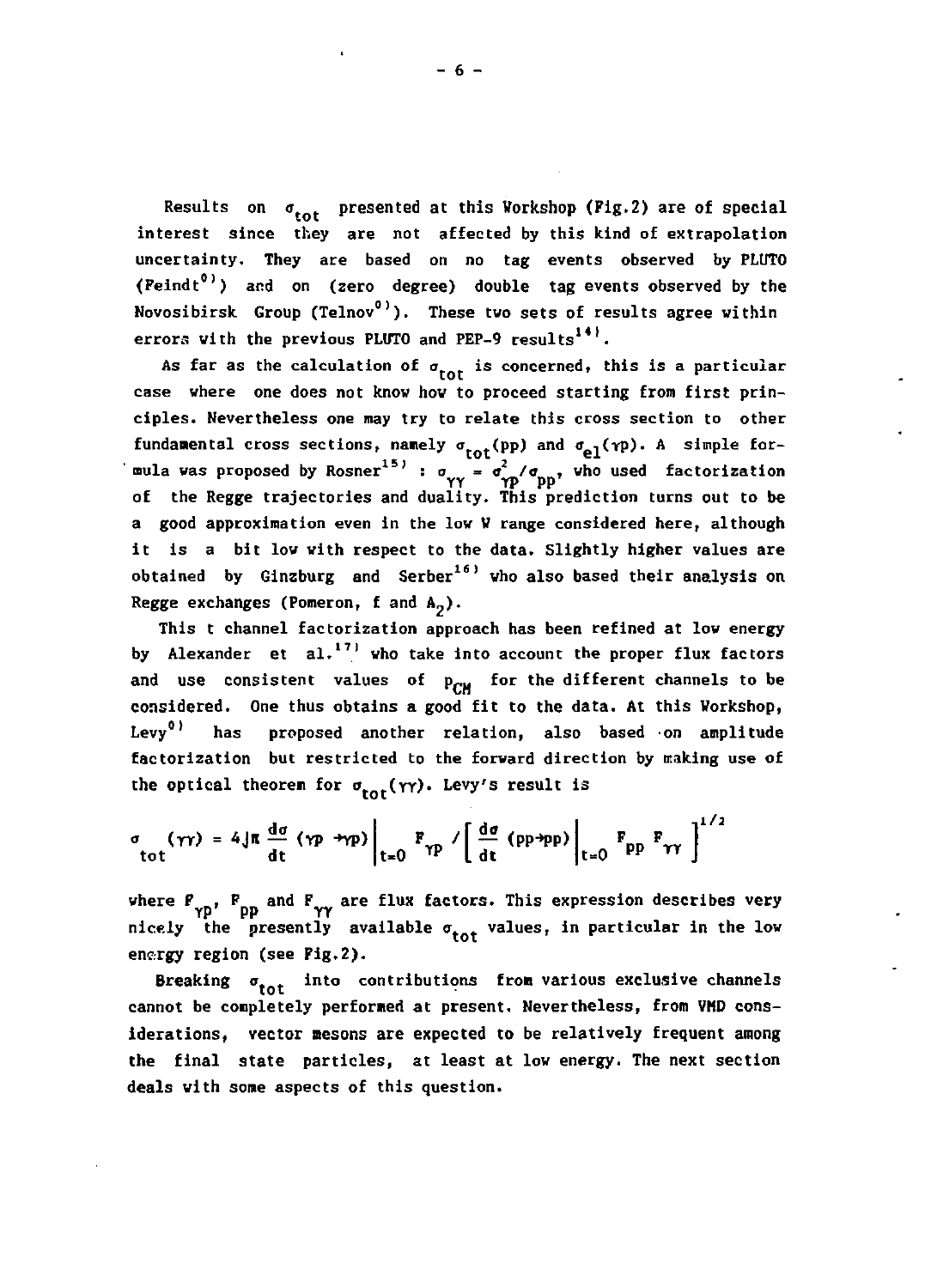Results on $\sigma_{tot}$ presented at this Workshop (Fig.2) are of special interest since they are not affected by this kind of extrapolation uncertainty. They are based on no tag events observed by PLUTO (Feindt[0]) and on (zero degree) double tag events observed by the Novosibirsk Group (Telnov[0]). These two sets of results agree within errors with the previous PLUTO and PEP-9 results[14].

As far as the calculation of $\sigma_{tot}$ is concerned, this is a particular case where one does not know how to proceed starting from first principles. Nevertheless one may try to relate this cross section to other fundamental cross sections, namely $\sigma_{tot}(pp)$ and $\sigma_{el}(\gamma p)$. A simple formula was proposed by Rosner[15] : $\sigma_{\gamma\gamma} = \sigma^2_{\gamma p}/\sigma_{pp}$, who used factorization of the Regge trajectories and duality. This prediction turns out to be a good approximation even in the low W range considered here, although it is a bit low with respect to the data. Slightly higher values are obtained by Ginzburg and Serber[16] who also based their analysis on Regge exchanges (Pomeron, f and $A_2$).

This t channel factorization approach has been refined at low energy by Alexander et al.[17] who take into account the proper flux factors and use consistent values of $p_{CM}$ for the different channels to be considered. One thus obtains a good fit to the data. At this Workshop, Levy[0] has proposed another relation, also based on amplitude factorization but restricted to the forward direction by making use of the optical theorem for $\sigma_{tot}(\gamma\gamma)$. Levy's result is

$$\sigma_{tot}(\gamma\gamma) = 4\sqrt{\pi}\,\frac{d\sigma}{dt}(\gamma p \to \gamma p)\bigg|_{t=0} F_{\gamma p} \bigg/ \left[\frac{d\sigma}{dt}(pp \to pp)\bigg|_{t=0} F_{pp}\, F_{\gamma\gamma}\right]^{1/2}$$

where $F_{\gamma p}$, $F_{pp}$ and $F_{\gamma\gamma}$ are flux factors. This expression describes very nicely the presently available $\sigma_{tot}$ values, in particular in the low energy region (see Fig.2).

Breaking $\sigma_{tot}$ into contributions from various exclusive channels cannot be completely performed at present. Nevertheless, from VMD considerations, vector mesons are expected to be relatively frequent among the final state particles, at least at low energy. The next section deals with some aspects of this question.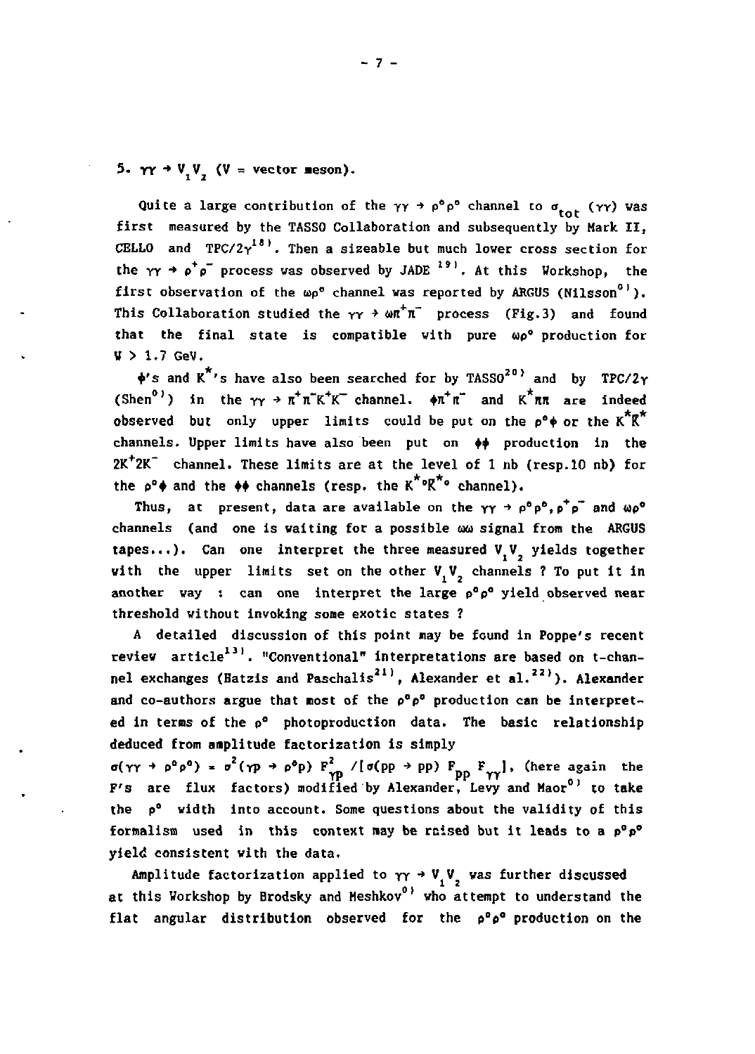## 5. $\gamma\gamma \to V_1V_2$ (V = vector meson).

Quite a large contribution of the $\gamma\gamma \to \rho^0\rho^0$ channel to $\sigma_{tot}$ ($\gamma\gamma$) was first measured by the TASSO Collaboration and subsequently by Mark II, CELLO and TPC/2$\gamma$[18]. Then a sizeable but much lower cross section for the $\gamma\gamma \to \rho^+\rho^-$ process was observed by JADE [19]. At this Workshop, the first observation of the $\omega\rho^0$ channel was reported by ARGUS (Nilsson[0]). This Collaboration studied the $\gamma\gamma \to \omega\pi^+\pi^-$ process (Fig.3) and found that the final state is compatible with pure $\omega\rho^0$ production for $W > 1.7$ GeV.

$\phi$'s and $K^*$'s have also been searched for by TASSO[20] and by TPC/2$\gamma$ (Shen[0]) in the $\gamma\gamma \to \pi^+\pi^-K^+K^-$ channel. $\phi\pi^+\pi^-$ and $K^*\pi\pi$ are indeed observed but only upper limits could be put on the $\rho^0\phi$ or the $K^*\bar{K}^*$ channels. Upper limits have also been put on $\phi\phi$ production in the $2K^+2K^-$ channel. These limits are at the level of 1 nb (resp.10 nb) for the $\rho^0\phi$ and the $\phi\phi$ channels (resp. the $K^{*0}\bar{K}^{*0}$ channel).

Thus, at present, data are available on the $\gamma\gamma \to \rho^0\rho^0, \rho^+\rho^-$ and $\omega\rho^0$ channels (and one is waiting for a possible $\omega\omega$ signal from the ARGUS tapes...). Can one interpret the three measured $V_1V_2$ yields together with the upper limits set on the other $V_1V_2$ channels ? To put it in another way : can one interpret the large $\rho^0\rho^0$ yield observed near threshold without invoking some exotic states ?

A detailed discussion of this point may be found in Poppe's recent review article[13]. "Conventional" interpretations are based on t-channel exchanges (Hatzis and Paschalis[21], Alexander et al.[22]). Alexander and co-authors argue that most of the $\rho^0\rho^0$ production can be interpreted in terms of the $\rho^0$ photoproduction data. The basic relationship deduced from amplitude factorization is simply

$\sigma(\gamma\gamma \to \rho^0\rho^0) = \sigma^2(\gamma p \to \rho^0 p)\, F^2_{\gamma p} / [\sigma(pp \to pp)\, F_{pp}\, F_{\gamma\gamma}]$, (here again the F's are flux factors) modified by Alexander, Levy and Maor[0] to take the $\rho^0$ width into account. Some questions about the validity of this formalism used in this context may be raised but it leads to a $\rho^0\rho^0$ yield consistent with the data.

Amplitude factorization applied to $\gamma\gamma \to V_1V_2$ was further discussed at this Workshop by Brodsky and Meshkov[0] who attempt to understand the flat angular distribution observed for the $\rho^0\rho^0$ production on the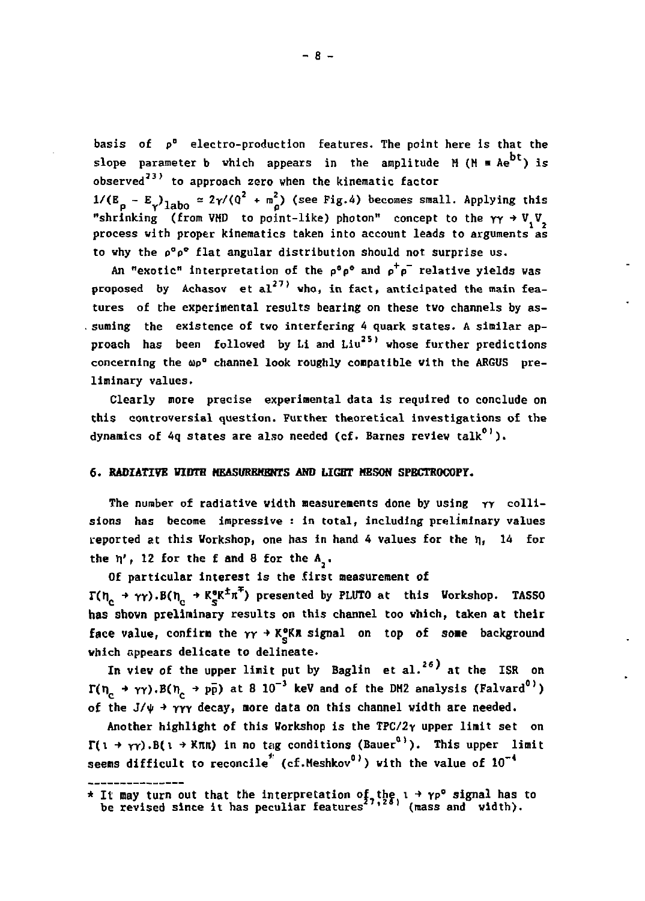basis of $\rho^0$ electro-production features. The point here is that the slope parameter b which appears in the amplitude M ($M = Ae^{bt}$) is observed[23] to approach zero when the kinematic factor $1/(E_\rho - E_\gamma)_{labo} \simeq 2\gamma/(Q^2 + m_\rho^2)$ (see Fig.4) becomes small. Applying this "shrinking (from VMD to point-like) photon" concept to the $\gamma\gamma \to V_1V_2$ process with proper kinematics taken into account leads to arguments as to why the $\rho^0\rho^0$ flat angular distribution should not surprise us.

An "exotic" interpretation of the $\rho^0\rho^0$ and $\rho^+\rho^-$ relative yields was proposed by Achasov et al[27] who, in fact, anticipated the main features of the experimental results bearing on these two channels by assuming the existence of two interfering 4 quark states. A similar approach has been followed by Li and Liu[25] whose further predictions concerning the $\omega\rho^0$ channel look roughly compatible with the ARGUS preliminary values.

Clearly more precise experimental data is required to conclude on this controversial question. Further theoretical investigations of the dynamics of 4q states are also needed (cf. Barnes review talk[0]).

## 6. RADIATIVE WIDTH MEASUREMENTS AND LIGHT MESON SPECTROCOPY.

The number of radiative width measurements done by using $\gamma\gamma$ collisions has become impressive : in total, including preliminary values reported at this Workshop, one has in hand 4 values for the $\eta$, 14 for the $\eta'$, 12 for the f and 8 for the $A_2$.

Of particular interest is the first measurement of $\Gamma(\eta_c \to \gamma\gamma).B(\eta_c \to K_S^0K^\pm\pi^\mp)$ presented by PLUTO at this Workshop. TASSO has shown preliminary results on this channel too which, taken at their face value, confirm the $\gamma\gamma \to K_S^0K\pi$ signal on top of some background which appears delicate to delineate.

In view of the upper limit put by Baglin et al.[26] at the ISR on $\Gamma(\eta_c \to \gamma\gamma).B(\eta_c \to p\bar{p})$ at 8 $10^{-3}$ keV and of the DM2 analysis (Falvard[0]) of the $J/\psi \to \gamma\gamma\gamma$ decay, more data on this channel width are needed.

Another highlight of this Workshop is the TPC/2$\gamma$ upper limit set on $\Gamma(\iota \to \gamma\gamma).B(\iota \to K\pi\pi)$ in no tag conditions (Bauer[0]). This upper limit seems difficult to reconcile* (cf.Meshkov[0]) with the value of $10^{-4}$

---

\* It may turn out that the interpretation of the $\iota \to \gamma\rho^0$ signal has to be revised since it has peculiar features[27,28] (mass and width).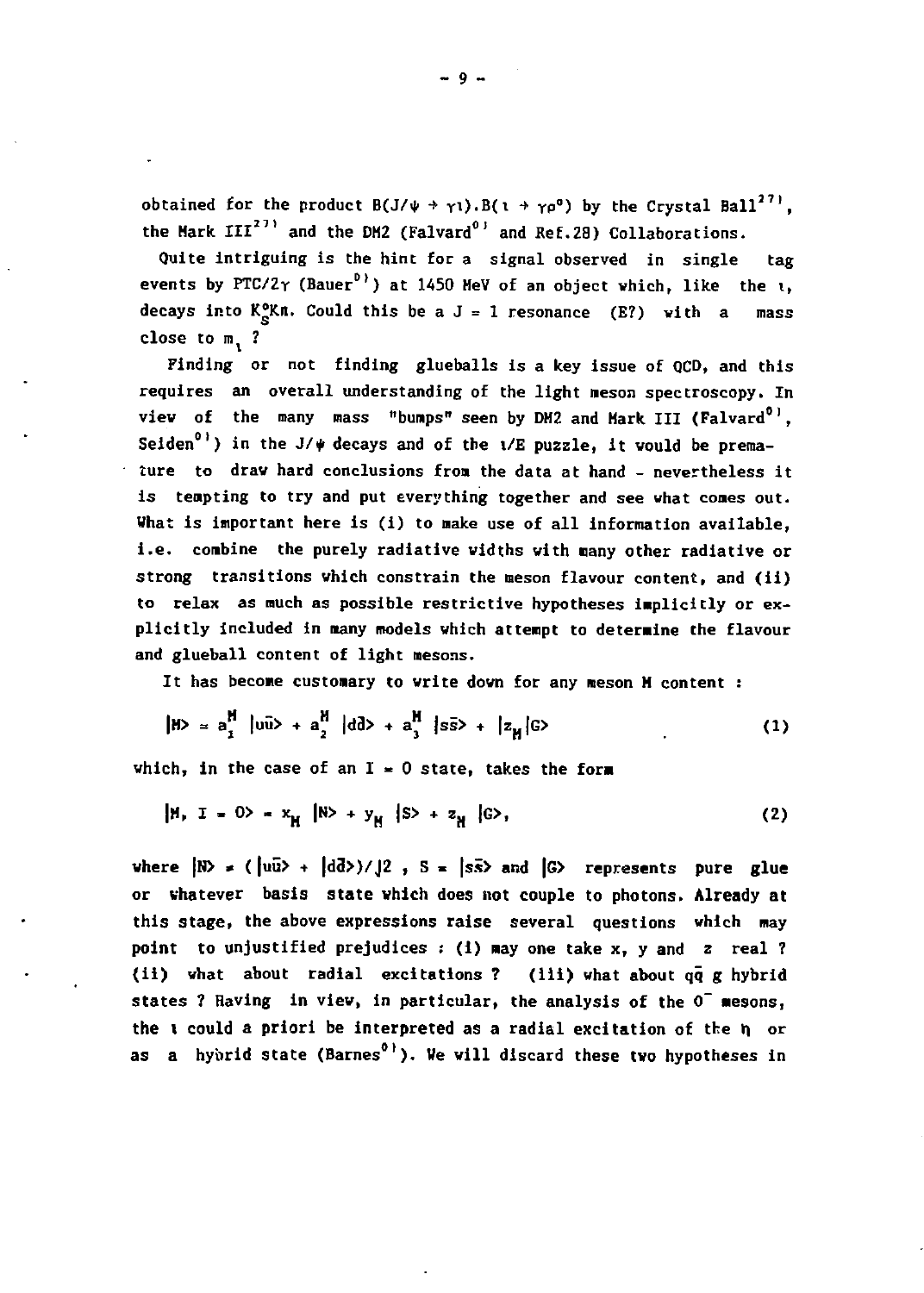obtained for the product $B(J/\psi \to \gamma\iota).B(\iota \to \gamma\rho^0)$ by the Crystal Ball[27], the Mark III[27] and the DM2 (Falvard[0] and Ref.28) Collaborations.

Quite intriguing is the hint for a signal observed in single tag events by PTC/2$\gamma$ (Bauer[0]) at 1450 MeV of an object which, like the $\iota$, decays into $K^0_S K\pi$. Could this be a J = 1 resonance (E?) with a mass close to $m_\iota$ ?

Finding or not finding glueballs is a key issue of QCD, and this requires an overall understanding of the light meson spectroscopy. In view of the many mass "bumps" seen by DM2 and Mark III (Falvard[0], Seiden[0]) in the $J/\psi$ decays and of the $\iota$/E puzzle, it would be premature to draw hard conclusions from the data at hand - nevertheless it is tempting to try and put everything together and see what comes out. What is important here is (i) to make use of all information available, i.e. combine the purely radiative widths with many other radiative or strong transitions which constrain the meson flavour content, and (ii) to relax as much as possible restrictive hypotheses implicitly or explicitly included in many models which attempt to determine the flavour and glueball content of light mesons.

It has become customary to write down for any meson M content :

$$|M\rangle = a_1^M\ |u\bar{u}\rangle + a_2^M\ |d\bar{d}\rangle + a_3^M\ |s\bar{s}\rangle + |z_M|G\rangle \qquad (1)$$

which, in the case of an I = 0 state, takes the form

$$|M,\ I = 0\rangle = x_M\ |N\rangle + y_M\ |S\rangle + z_M\ |G\rangle, \qquad (2)$$

where $|N\rangle = (|u\bar{u}\rangle + |d\bar{d}\rangle)/\sqrt{2}$ , $S = |s\bar{s}\rangle$ and $|G\rangle$ represents pure glue or whatever basis state which does not couple to photons. Already at this stage, the above expressions raise several questions which may point to unjustified prejudices : (i) may one take x, y and z real ? (ii) what about radial excitations ? (iii) what about $q\bar{q}$ g hybrid states ? Having in view, in particular, the analysis of the $0^-$ mesons, the $\iota$ could a priori be interpreted as a radial excitation of the $\eta$ or as a hybrid state (Barnes[0]). We will discard these two hypotheses in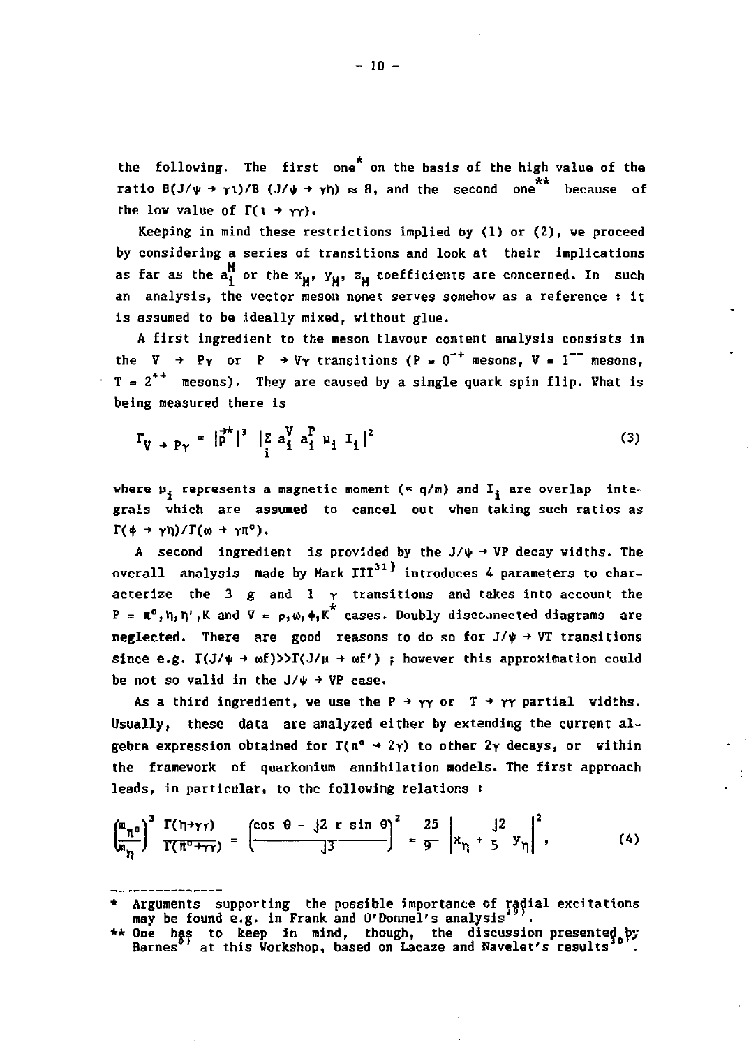the following. The first one* on the basis of the high value of the ratio $B(J/\psi \to \gamma\iota)/B(J/\psi \to \gamma\eta) \approx 8$, and the second one** because of the low value of $\Gamma(\iota \to \gamma\gamma)$.

Keeping in mind these restrictions implied by (1) or (2), we proceed by considering a series of transitions and look at their implications as far as the $a_i^M$ or the $x_M$, $y_M$, $z_M$ coefficients are concerned. In such an analysis, the vector meson nonet serves somehow as a reference : it is assumed to be ideally mixed, without glue.

A first ingredient to the meson flavour content analysis consists in the $V \to P\gamma$ or $P \to V\gamma$ transitions ($P = 0^{-+}$ mesons, $V = 1^{--}$ mesons, $T = 2^{++}$ mesons). They are caused by a single quark spin flip. What is being measured there is

$$\Gamma_{V \to P\gamma} \propto |\vec{p}^{\,*}|^3 \; |\sum_i a_i^V a_i^P \mu_i I_i|^2 \tag{3}$$

where $\mu_i$ represents a magnetic moment ($\propto q/m$) and $I_i$ are overlap integrals which are assumed to cancel out when taking such ratios as $\Gamma(\phi \to \gamma\eta)/\Gamma(\omega \to \gamma\pi^0)$.

A second ingredient is provided by the $J/\psi \to VP$ decay widths. The overall analysis made by Mark III[31] introduces 4 parameters to characterize the 3 g and 1 $\gamma$ transitions and takes into account the $P = \pi^0, \eta, \eta', K$ and $V = \rho, \omega, \phi, K^*$ cases. Doubly disconnected diagrams are neglected. There are good reasons to do so for $J/\psi \to VT$ transitions since e.g. $\Gamma(J/\psi \to \omega f) >> \Gamma(J/\psi \to \omega f')$ ; however this approximation could be not so valid in the $J/\psi \to VP$ case.

As a third ingredient, we use the $P \to \gamma\gamma$ or $T \to \gamma\gamma$ partial widths. Usually, these data are analyzed either by extending the current algebra expression obtained for $\Gamma(\pi^0 \to 2\gamma)$ to other $2\gamma$ decays, or within the framework of quarkonium annihilation models. The first approach leads, in particular, to the following relations :

$$\left(\frac{m_{\pi^0}}{m_\eta}\right)^3 \frac{\Gamma(\eta \to \gamma\gamma)}{\Gamma(\pi^0 \to \gamma\gamma)} = \left(\frac{\cos\theta - \sqrt{2}\, r \sin\theta}{\sqrt{3}}\right)^2 = \frac{25}{9} \left| x_\eta + \frac{\sqrt{2}}{5} y_\eta \right|^2 , \tag{4}$$

---

\* Arguments supporting the possible importance of radial excitations may be found e.g. in Frank and O'Donnel's analysis[29].

\*\* One has to keep in mind, though, the discussion presented by Barnes[8] at this Workshop, based on Lacaze and Navelet's results[30].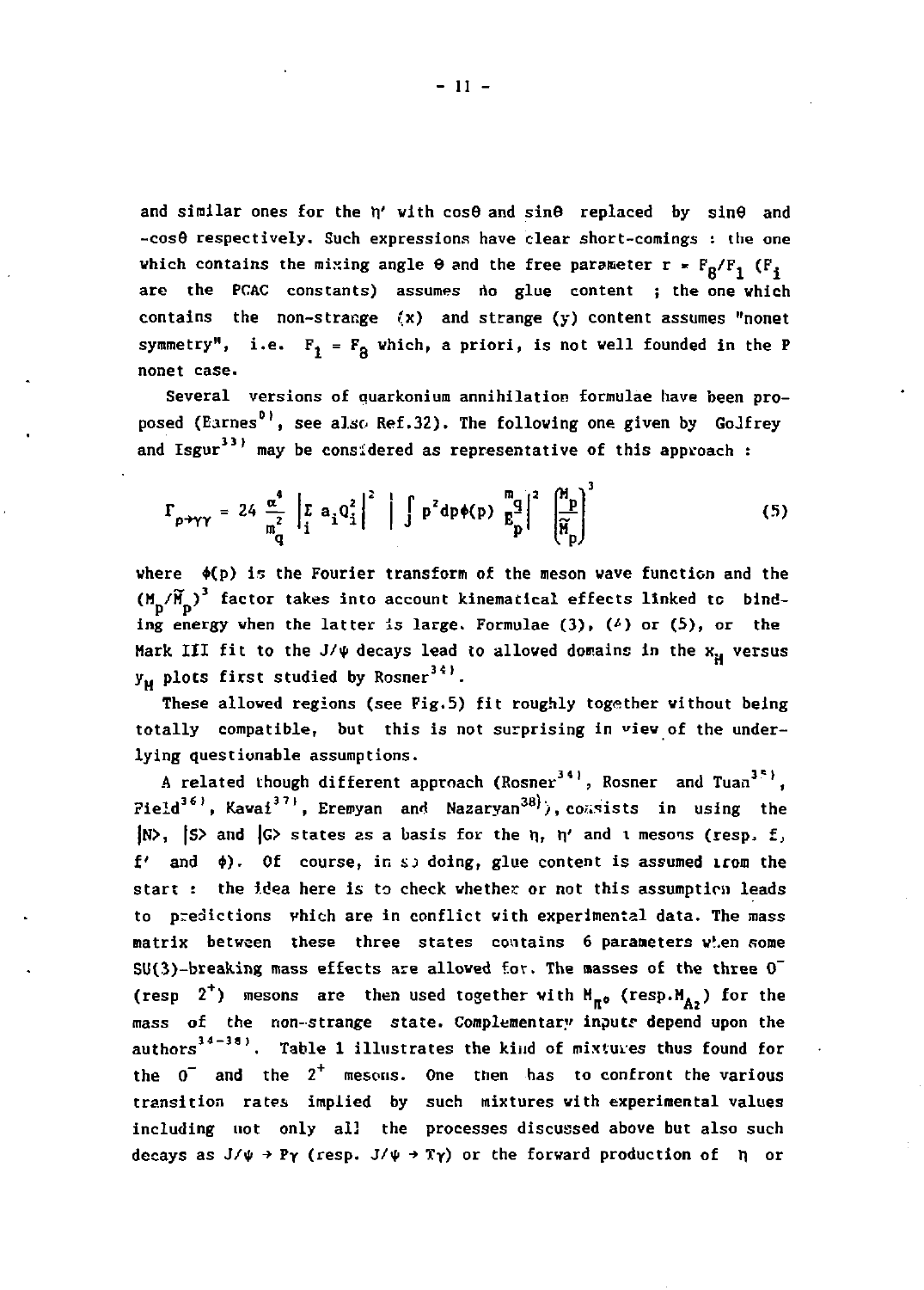and similar ones for the $\eta'$ with $\cos\theta$ and $\sin\theta$ replaced by $\sin\theta$ and $-\cos\theta$ respectively. Such expressions have clear short-comings : the one which contains the mixing angle $\theta$ and the free parameter $r = F_8/F_1$ ($F_i$ are the PCAC constants) assumes no glue content ; the one which contains the non-strange ($x$) and strange ($y$) content assumes "nonet symmetry", i.e. $F_1 = F_8$ which, a priori, is not well founded in the P nonet case.

Several versions of quarkonium annihilation formulae have been proposed (Barnes[0], see also Ref.32). The following one given by Godfrey and Isgur[33] may be considered as representative of this approach :

$$\Gamma_{P\to\gamma\gamma} = 24\,\frac{\alpha^4}{m_q^2}\left|\sum_i a_i Q_i^2\right|^2 \left|\int p^2 dp\,\phi(p)\,\frac{m_q}{E_p}\right|^2 \left(\frac{M_P}{\widetilde{M}_P}\right)^3 \tag{5}$$

where $\phi(p)$ is the Fourier transform of the meson wave function and the $(M_P/\widetilde{M}_P)^3$ factor takes into account kinematical effects linked to binding energy when the latter is large. Formulae (3), (4) or (5), or the Mark III fit to the $J/\psi$ decays lead to allowed domains in the $x_H$ versus $y_H$ plots first studied by Rosner[34].

These allowed regions (see Fig.5) fit roughly together without being totally compatible, but this is not surprising in view of the underlying questionable assumptions.

A related though different approach (Rosner[34], Rosner and Tuan[35], Field[36], Kawai[37], Eremyan and Nazaryan[38]), consists in using the $|N\rangle$, $|S\rangle$ and $|G\rangle$ states as a basis for the $\eta$, $\eta'$ and $\iota$ mesons (resp. f, f' and $\theta$). Of course, in so doing, glue content is assumed from the start : the idea here is to check whether or not this assumption leads to predictions which are in conflict with experimental data. The mass matrix between these three states contains 6 parameters when some SU(3)-breaking mass effects are allowed for. The masses of the three $0^-$ (resp $2^+$) mesons are then used together with $M_{\pi^0}$ (resp.$M_{A_2}$) for the mass of the non-strange state. Complementary inputs depend upon the authors[34-38]. Table 1 illustrates the kind of mixtures thus found for the $0^-$ and the $2^+$ mesons. One then has to confront the various transition rates implied by such mixtures with experimental values including not only all the processes discussed above but also such decays as $J/\psi \to P\gamma$ (resp. $J/\psi \to T\gamma$) or the forward production of $\eta$ or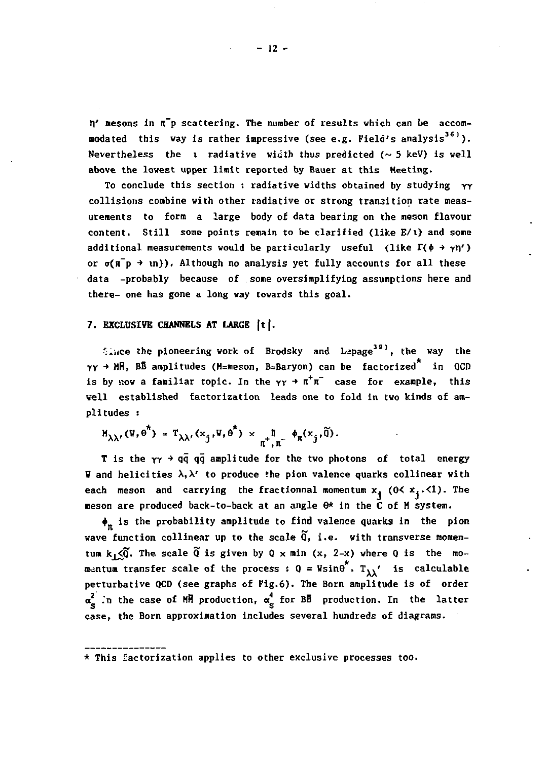$\eta'$ mesons in $\pi^- p$ scattering. The number of results which can be accommodated this way is rather impressive (see e.g. Field's analysis[36]). Nevertheless the $\iota$ radiative width thus predicted ($\sim 5$ keV) is well above the lowest upper limit reported by Bauer at this Meeting.

To conclude this section : radiative widths obtained by studying $\gamma\gamma$ collisions combine with other radiative or strong transition rate measurements to form a large body of data bearing on the meson flavour content. Still some points remain to be clarified (like $E/\iota$) and some additional measurements would be particularly useful (like $\Gamma(\phi \to \gamma\eta')$ or $\sigma(\pi^- p \to \iota n)$). Although no analysis yet fully accounts for all these data -probably because of some oversimplifying assumptions here and there- one has gone a long way towards this goal.

## 7. EXCLUSIVE CHANNELS AT LARGE $|t|$.

Since the pioneering work of Brodsky and Lepage[39], the way the $\gamma\gamma \to M\bar{M}$, $B\bar{B}$ amplitudes ($M$=meson, $B$=Baryon) can be factorized* in QCD is by now a familiar topic. In the $\gamma\gamma \to \pi^+\pi^-$ case for example, this well established factorization leads one to fold in two kinds of amplitudes :

$$M_{\lambda\lambda'}(W,\theta^*) = T_{\lambda\lambda'}(x_j,W,\theta^*) \times \prod_{\pi^+,\pi^-} \phi_\pi(x_j,\tilde{Q}).$$

$T$ is the $\gamma\gamma \to q\bar{q}\,q\bar{q}$ amplitude for the two photons of total energy $W$ and helicities $\lambda,\lambda'$ to produce the pion valence quarks collinear with each meson and carrying the fractionnal momentum $x_j$ ($0< x_j <1$). The meson are produced back-to-back at an angle $\theta^*$ in the C of M system.

$\phi_\pi$ is the probability amplitude to find valence quarks in the pion wave function collinear up to the scale $\tilde{Q}$, i.e. with transverse momentum $k_\perp \lesssim \tilde{Q}$. The scale $\tilde{Q}$ is given by $Q \times \min(x, 2-x)$ where $Q$ is the momentum transfer scale of the process : $Q = W\sin\theta^*$. $T_{\lambda\lambda'}$ is calculable perturbative QCD (see graphs of Fig.6). The Born amplitude is of order $\alpha_s^2$ in the case of $M\bar{M}$ production, $\alpha_s^4$ for $B\bar{B}$ production. In the latter case, the Born approximation includes several hundreds of diagrams.

---

\* This factorization applies to other exclusive processes too.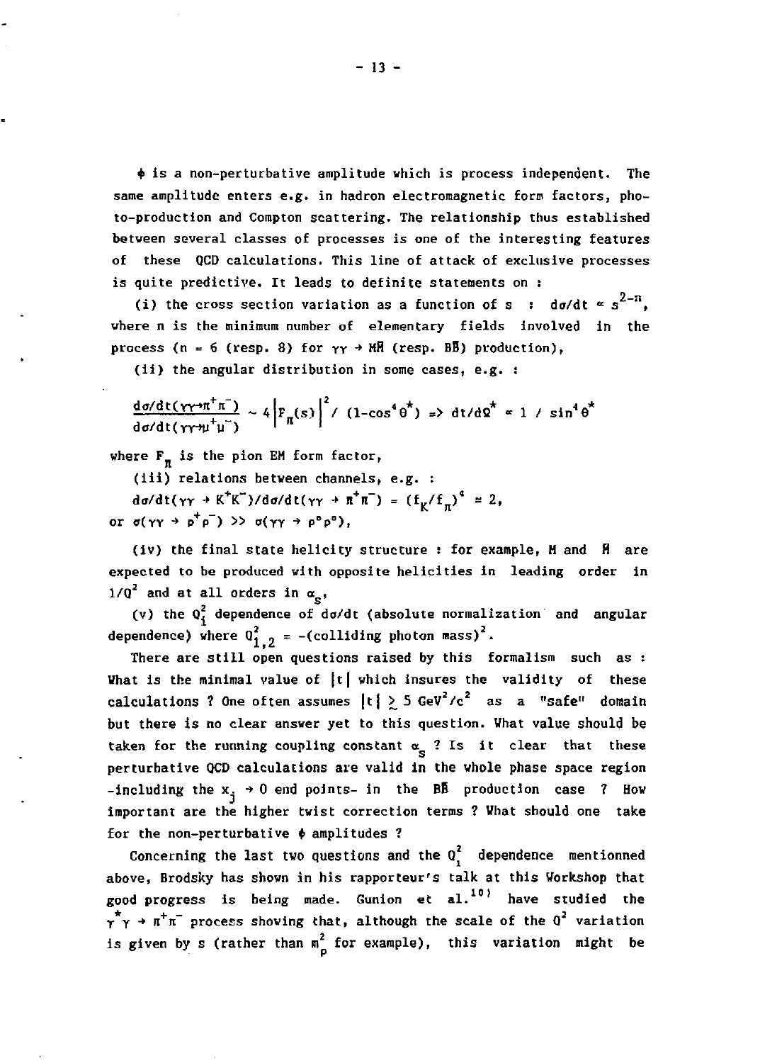$\phi$ is a non-perturbative amplitude which is process independent. The same amplitude enters e.g. in hadron electromagnetic form factors, photo-production and Compton scattering. The relationship thus established between several classes of processes is one of the interesting features of these QCD calculations. This line of attack of exclusive processes is quite predictive. It leads to definite statements on :

(i) the cross section variation as a function of s : $d\sigma/dt \propto s^{2-n}$, where n is the minimum number of elementary fields involved in the process (n = 6 (resp. 8) for $\gamma\gamma \to M\bar{M}$ (resp. $B\bar{B}$) production),

(ii) the angular distribution in some cases, e.g. :

$$\frac{d\sigma/dt(\gamma\gamma\to\pi^+\pi^-)}{d\sigma/dt(\gamma\gamma\to\mu^+\mu^-)} \sim 4\left|F_\pi(s)\right|^2 / (1-\cos^4\theta^*) \Rightarrow dt/d\Omega^* \propto 1 / \sin^4\theta^*$$

where $F_\pi$ is the pion EM form factor,

(iii) relations between channels, e.g. :

$d\sigma/dt(\gamma\gamma \to K^+K^-)/d\sigma/dt(\gamma\gamma \to \pi^+\pi^-) = (f_K/f_\pi)^4 \simeq 2$,

or $\sigma(\gamma\gamma \to \rho^+\rho^-) >> \sigma(\gamma\gamma \to \rho^\circ\rho^\circ)$,

(iv) the final state helicity structure : for example, M and $\bar{M}$ are expected to be produced with opposite helicities in leading order in $1/Q^2$ and at all orders in $\alpha_s$,

(v) the $Q_1^2$ dependence of $d\sigma/dt$ (absolute normalization and angular dependence) where $Q_{1,2}^2$ = -(colliding photon mass)$^2$.

There are still open questions raised by this formalism such as : What is the minimal value of $|t|$ which insures the validity of these calculations ? One often assumes $|t| \gtrsim 5$ GeV$^2$/c$^2$ as a "safe" domain but there is no clear answer yet to this question. What value should be taken for the running coupling constant $\alpha_s$ ? Is it clear that these perturbative QCD calculations are valid in the whole phase space region -including the $x_j \to 0$ end points- in the $B\bar{B}$ production case ? How important are the higher twist correction terms ? What should one take for the non-perturbative $\phi$ amplitudes ?

Concerning the last two questions and the $Q_1^2$ dependence mentionned above, Brodsky has shown in his rapporteur's talk at this Workshop that good progress is being made. Gunion et al.[10] have studied the $\gamma^*\gamma \to \pi^+\pi^-$ process showing that, although the scale of the $Q^2$ variation is given by s (rather than $m_\rho^2$ for example), this variation might be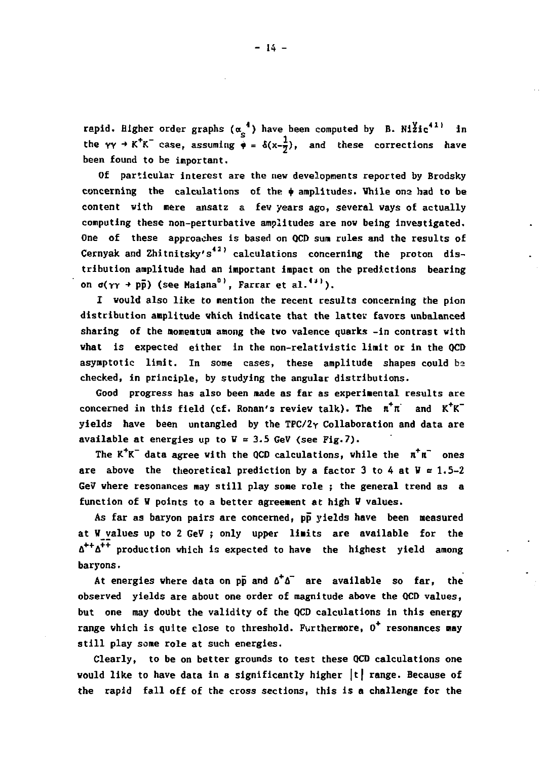rapid. Higher order graphs ($\alpha_s^4$) have been computed by B. Nižic[41] in the $\gamma\gamma \to K^+K^-$ case, assuming $\phi = \delta(x-\frac{1}{2})$, and these corrections have been found to be important.

Of particular interest are the new developments reported by Brodsky concerning the calculations of the $\phi$ amplitudes. While one had to be content with mere ansatz a few years ago, several ways of actually computing these non-perturbative amplitudes are now being investigated. One of these approaches is based on QCD sum rules and the results of Cernyak and Zhitnitsky's[42] calculations concerning the proton distribution amplitude had an important impact on the predictions bearing on $\sigma(\gamma\gamma \to p\bar{p})$ (see Maiana[0], Farrar et al.[43]).

I would also like to mention the recent results concerning the pion distribution amplitude which indicate that the latter favors unbalanced sharing of the momentum among the two valence quarks -in contrast with what is expected either in the non-relativistic limit or in the QCD asymptotic limit. In some cases, these amplitude shapes could be checked, in principle, by studying the angular distributions.

Good progress has also been made as far as experimental results are concerned in this field (cf. Ronan's review talk). The $\pi^+\pi^-$ and $K^+K^-$ yields have been untangled by the TPC/2$\gamma$ Collaboration and data are available at energies up to $W \approx 3.5$ GeV (see Fig.7).

The $K^+K^-$ data agree with the QCD calculations, while the $\pi^+\pi^-$ ones are above the theoretical prediction by a factor 3 to 4 at $W \approx 1.5$-2 GeV where resonances may still play some role ; the general trend as a function of W points to a better agreement at high W values.

As far as baryon pairs are concerned, $p\bar{p}$ yields have been measured at W values up to 2 GeV ; only upper limits are available for the $\Delta^{++}\bar{\Delta}^{++}$ production which is expected to have the highest yield among baryons.

At energies where data on $p\bar{p}$ and $\Delta^+\Delta^-$ are available so far, the observed yields are about one order of magnitude above the QCD values, but one may doubt the validity of the QCD calculations in this energy range which is quite close to threshold. Furthermore, $0^+$ resonances may still play some role at such energies.

Clearly, to be on better grounds to test these QCD calculations one would like to have data in a significantly higher $|t|$ range. Because of the rapid fall off of the cross sections, this is a challenge for the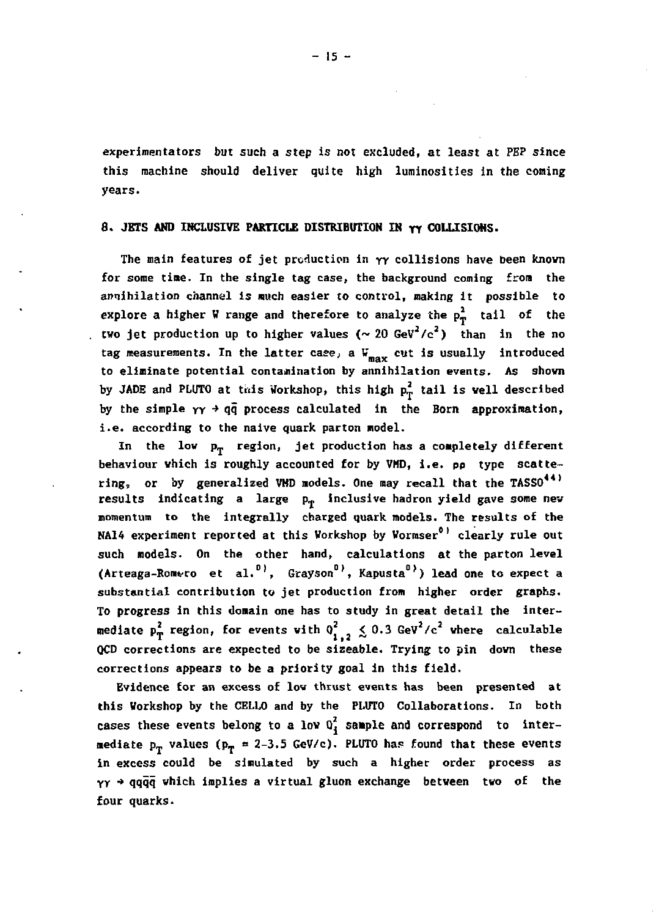experimentators but such a step is not excluded, at least at PEP since this machine should deliver quite high luminosities in the coming years.

## 8. JETS AND INCLUSIVE PARTICLE DISTRIBUTION IN $\gamma\gamma$ COLLISIONS.

The main features of jet production in $\gamma\gamma$ collisions have been known for some time. In the single tag case, the background coming from the annihilation channel is much easier to control, making it possible to explore a higher W range and therefore to analyze the $p_T^2$ tail of the two jet production up to higher values ($\sim 20$ GeV$^2$/c$^2$) than in the no tag measurements. In the latter case, a $W_{max}$ cut is usually introduced to eliminate potential contamination by annihilation events. As shown by JADE and PLUTO at this Workshop, this high $p_T^2$ tail is well described by the simple $\gamma\gamma \to q\bar{q}$ process calculated in the Born approximation, i.e. according to the naive quark parton model.

In the low $p_T$ region, jet production has a completely different behaviour which is roughly accounted for by VMD, i.e. $\rho\rho$ type scattering, or by generalized VMD models. One may recall that the TASSO[44] results indicating a large $p_T$ inclusive hadron yield gave some new momentum to the integrally charged quark models. The results of the NA14 experiment reported at this Workshop by Wormser[0] clearly rule out such models. On the other hand, calculations at the parton level (Arteaga-Romero et al.[0], Grayson[0], Kapusta[0]) lead one to expect a substantial contribution to jet production from higher order graphs. To progress in this domain one has to study in great detail the intermediate $p_T^2$ region, for events with $Q_{1,2}^2 \lesssim 0.3$ GeV$^2$/c$^2$ where calculable QCD corrections are expected to be sizeable. Trying to pin down these corrections appears to be a priority goal in this field.

Evidence for an excess of low thrust events has been presented at this Workshop by the CELLO and by the PLUTO Collaborations. In both cases these events belong to a low $Q_i^2$ sample and correspond to intermediate $p_T$ values ($p_T$ = 2-3.5 GeV/c). PLUTO has found that these events in excess could be simulated by such a higher order process as $\gamma\gamma \to qq\bar{q}\bar{q}$ which implies a virtual gluon exchange between two of the four quarks.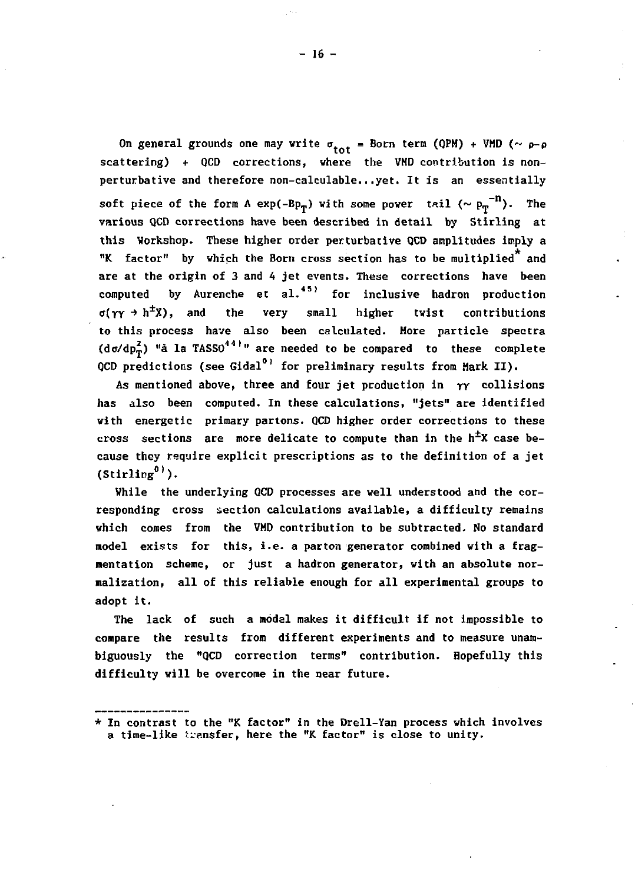On general grounds one may write $\sigma_{tot}$ = Born term (QPM) + VMD ($\sim$ ρ-ρ scattering) + QCD corrections, where the VMD contribution is non-perturbative and therefore non-calculable...yet. It is an essentially soft piece of the form A $\exp(-Bp_T)$ with some power tail ($\sim p_T^{-n}$). The various QCD corrections have been described in detail by Stirling at this Workshop. These higher order perturbative QCD amplitudes imply a "K factor" by which the Born cross section has to be multiplied* and are at the origin of 3 and 4 jet events. These corrections have been computed by Aurenche et al.[45] for inclusive hadron production $\sigma(\gamma\gamma \to h^{\pm}X)$, and the very small higher twist contributions to this process have also been calculated. More particle spectra ($d\sigma/dp_T^2$) "à la TASSO[44]" are needed to be compared to these complete QCD predictions (see Gidal[0] for preliminary results from Mark II).

As mentioned above, three and four jet production in $\gamma\gamma$ collisions has also been computed. In these calculations, "jets" are identified with energetic primary partons. QCD higher order corrections to these cross sections are more delicate to compute than in the $h^{\pm}X$ case because they require explicit prescriptions as to the definition of a jet (Stirling[0]).

While the underlying QCD processes are well understood and the corresponding cross section calculations available, a difficulty remains which comes from the VMD contribution to be subtracted. No standard model exists for this, i.e. a parton generator combined with a fragmentation scheme, or just a hadron generator, with an absolute normalization, all of this reliable enough for all experimental groups to adopt it.

The lack of such a model makes it difficult if not impossible to compare the results from different experiments and to measure unambiguously the "QCD correction terms" contribution. Hopefully this difficulty will be overcome in the near future.

---

* In contrast to the "K factor" in the Drell-Yan process which involves a time-like transfer, here the "K factor" is close to unity.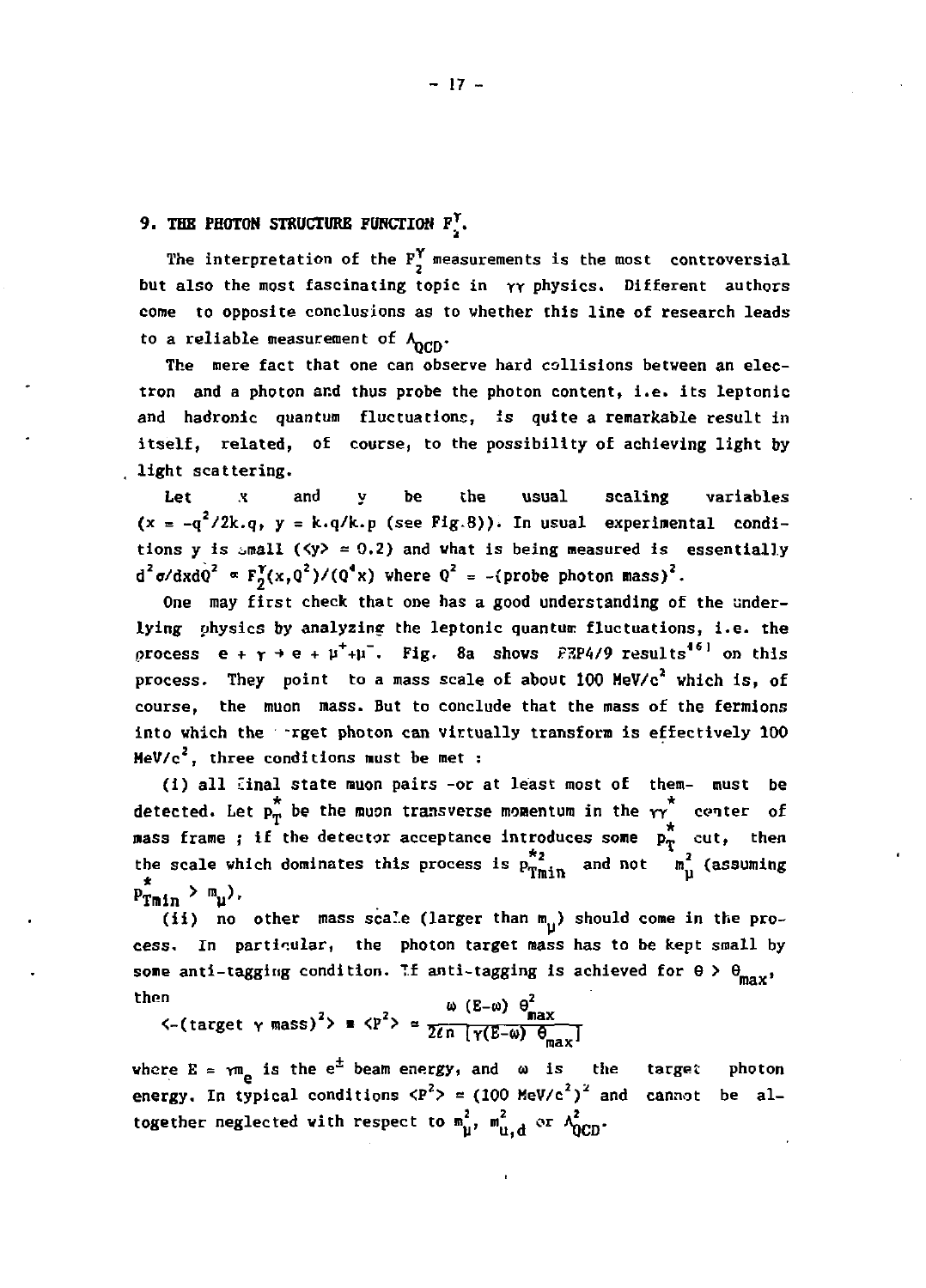## 9. THE PHOTON STRUCTURE FUNCTION $F_2^\gamma$.

The interpretation of the $F_2^\gamma$ measurements is the most controversial but also the most fascinating topic in $\gamma\gamma$ physics. Different authors come to opposite conclusions as to whether this line of research leads to a reliable measurement of $\Lambda_{QCD}$.

The mere fact that one can observe hard collisions between an electron and a photon and thus probe the photon content, i.e. its leptonic and hadronic quantum fluctuations, is quite a remarkable result in itself, related, of course, to the possibility of achieving light by light scattering.

Let $x$ and $y$ be the usual scaling variables ($x = -q^2/2k.q$, $y = k.q/k.p$ (see Fig.8)). In usual experimental conditions $y$ is small ($\langle y \rangle \simeq 0.2$) and what is being measured is essentially $d^2\sigma/dxdQ^2 \propto F_2^\gamma(x,Q^2)/(Q^4 x)$ where $Q^2 = -(\text{probe photon mass})^2$.

One may first check that one has a good understanding of the underlying physics by analyzing the leptonic quantum fluctuations, i.e. the process $e + \gamma \to e + \mu^+\mu^-$. Fig. 8a shows PEP4/9 results[46] on this process. They point to a mass scale of about 100 MeV/c$^2$ which is, of course, the muon mass. But to conclude that the mass of the fermions into which the target photon can virtually transform is effectively 100 MeV/c$^2$, three conditions must be met :

(i) all final state muon pairs -or at least most of them- must be detected. Let $p_T^*$ be the muon transverse momentum in the $\gamma\gamma^*$ center of mass frame ; if the detector acceptance introduces some $p_T^*$ cut, then the scale which dominates this process is $p_{Tmin}^{*2}$ and not $m_\mu^2$ (assuming $p_{Tmin}^* > m_\mu$).

(ii) no other mass scale (larger than $m_\mu$) should come in the process. In particular, the photon target mass has to be kept small by some anti-tagging condition. If anti-tagging is achieved for $\theta > \theta_{max}$, then

$$\langle -(\text{target } \gamma \text{ mass})^2 \rangle \equiv \langle P^2 \rangle \simeq \frac{\omega\,(E-\omega)\,\theta_{max}^2}{2\ell n\,[\gamma(E-\omega)\,\theta_{max}]}$$

where $E = \gamma m_e$ is the $e^\pm$ beam energy, and $\omega$ is the target photon energy. In typical conditions $\langle P^2 \rangle \simeq (100 \text{ MeV/c}^2)^2$ and cannot be altogether neglected with respect to $m_\mu^2$, $m_{u,d}^2$ or $\Lambda_{QCD}^2$.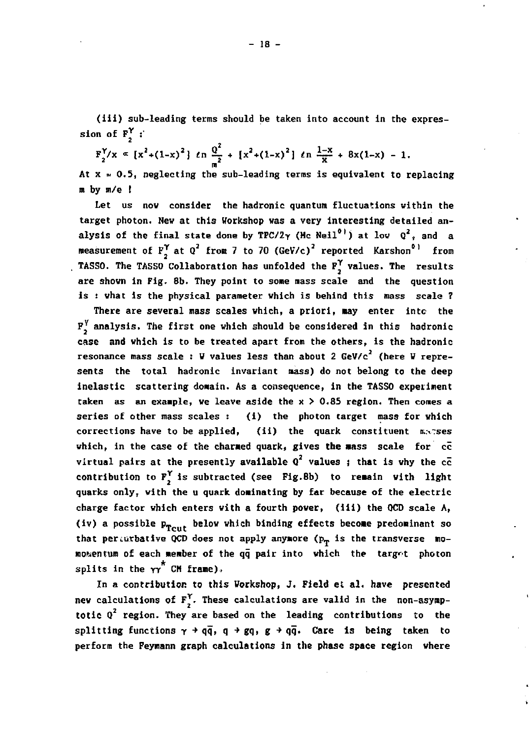(iii) sub-leading terms should be taken into account in the expression of $F_2^\gamma$ :

$$F_2^\gamma/x \propto [x^2+(1-x)^2]\, \ell n \frac{Q^2}{m^2} + [x^2+(1-x)^2]\, \ell n \frac{1-x}{x} + 8x(1-x) - 1.$$

At $x \simeq 0.5$, neglecting the sub-leading terms is equivalent to replacing m by m/e !

Let us now consider the hadronic quantum fluctuations within the target photon. New at this Workshop was a very interesting detailed analysis of the final state done by TPC/2$\gamma$ (Mc Neil[0]) at low $Q^2$, and a measurement of $F_2^\gamma$ at $Q^2$ from 7 to 70 $(GeV/c)^2$ reported Karshon[0] from TASSO. The TASSO Collaboration has unfolded the $F_2^\gamma$ values. The results are shown in Fig. 8b. They point to some mass scale and the question is : what is the physical parameter which is behind this mass scale ?

There are several mass scales which, a priori, may enter into the $F_2^\gamma$ analysis. The first one which should be considered in this hadronic case and which is to be treated apart from the others, is the hadronic resonance mass scale : W values less than about 2 $GeV/c^2$ (here W represents the total hadronic invariant mass) do not belong to the deep inelastic scattering domain. As a consequence, in the TASSO experiment taken as an example, we leave aside the $x > 0.85$ region. Then comes a series of other mass scales : (i) the photon target mass for which corrections have to be applied, (ii) the quark constituent masses which, in the case of the charmed quark, gives the mass scale for $c\bar{c}$ virtual pairs at the presently available $Q^2$ values ; that is why the $c\bar{c}$ contribution to $F_2^\gamma$ is subtracted (see Fig.8b) to remain with light quarks only, with the u quark dominating by far because of the electric charge factor which enters with a fourth power, (iii) the QCD scale $\Lambda$, (iv) a possible $p_{Tcut}$ below which binding effects become predominant so that perturbative QCD does not apply anymore ($p_T$ is the transverse momomentum of each member of the $q\bar{q}$ pair into which the target photon splits in the $\gamma\gamma^*$ CM frame).

In a contribution to this Workshop, J. Field et al. have presented new calculations of $F_2^\gamma$. These calculations are valid in the non-asymptotic $Q^2$ region. They are based on the leading contributions to the splitting functions $\gamma \rightarrow q\bar{q}$, $q \rightarrow gq$, $g \rightarrow q\bar{q}$. Care is being taken to perform the Feymann graph calculations in the phase space region where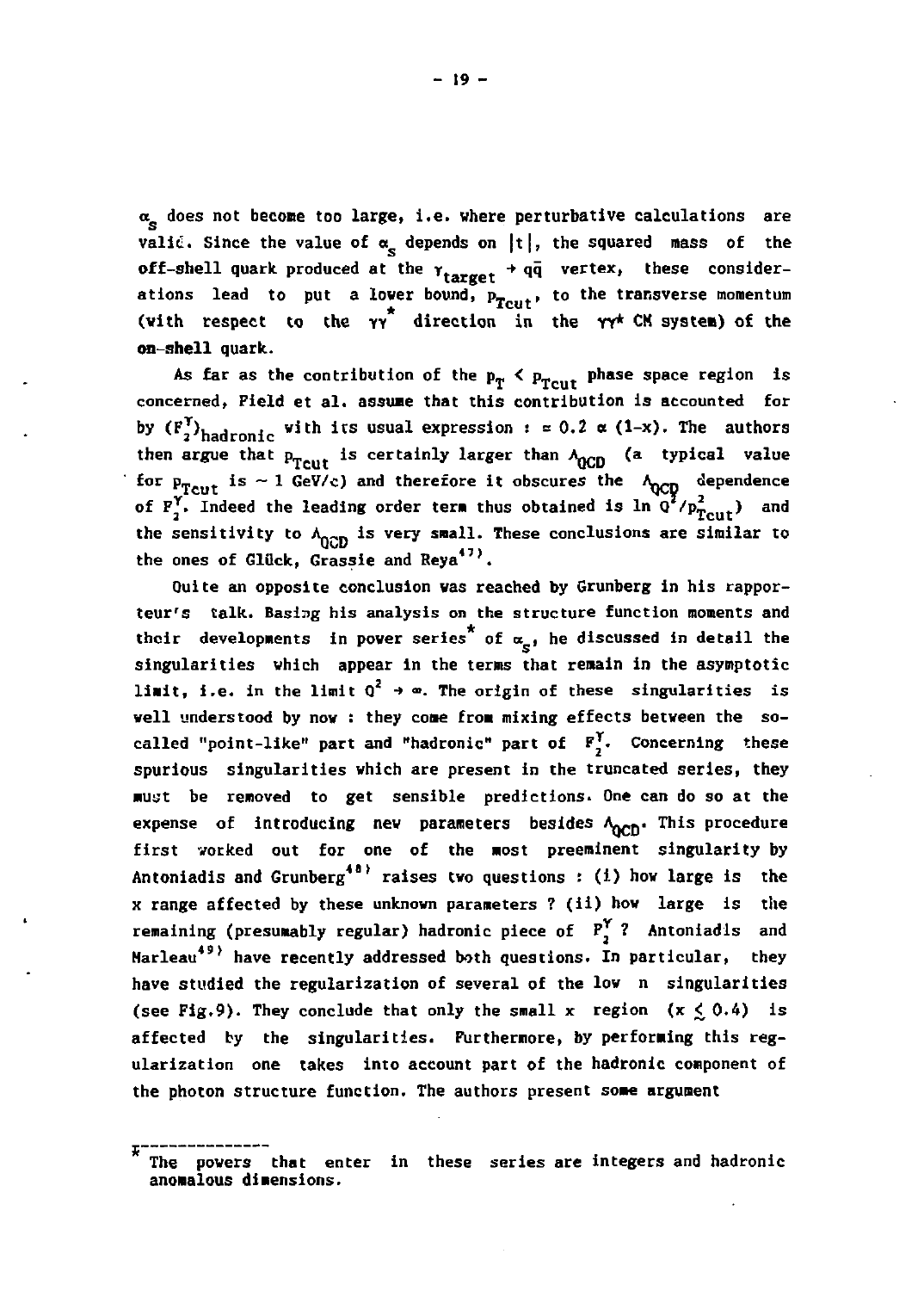$\alpha_s$ does not become too large, i.e. where perturbative calculations are valid. Since the value of $\alpha_s$ depends on $|t|$, the squared mass of the off-shell quark produced at the $\gamma_{target} \to q\bar{q}$ vertex, these considerations lead to put a lower bound, $p_{Tcut}$, to the transverse momentum (with respect to the $\gamma\gamma^*$ direction in the $\gamma\gamma^*$ CM system) of the on-shell quark.

As far as the contribution of the $p_T < p_{Tcut}$ phase space region is concerned, Field et al. assume that this contribution is accounted for by $(F_2^\gamma)_{hadronic}$ with its usual expression : $\simeq 0.2\ \alpha\ (1-x)$. The authors then argue that $p_{Tcut}$ is certainly larger than $\Lambda_{QCD}$ (a typical value for $p_{Tcut}$ is $\sim 1$ GeV/c) and therefore it obscures the $\Lambda_{QCD}$ dependence of $F_2^\gamma$. Indeed the leading order term thus obtained is $\ln Q^2/p_{Tcut}^2$) and the sensitivity to $\Lambda_{QCD}$ is very small. These conclusions are similar to the ones of Glück, Grassie and Reya[47].

Quite an opposite conclusion was reached by Grunberg in his rapporteur's talk. Basing his analysis on the structure function moments and their developments in power series* of $\alpha_s$, he discussed in detail the singularities which appear in the terms that remain in the asymptotic limit, i.e. in the limit $Q^2 \to \infty$. The origin of these singularities is well understood by now : they come from mixing effects between the so-called "point-like" part and "hadronic" part of $F_2^\gamma$. Concerning these spurious singularities which are present in the truncated series, they must be removed to get sensible predictions. One can do so at the expense of introducing new parameters besides $\Lambda_{QCD}$. This procedure first worked out for one of the most preeminent singularity by Antoniadis and Grunberg[48] raises two questions : (i) how large is the x range affected by these unknown parameters ? (ii) how large is the remaining (presumably regular) hadronic piece of $F_2^\gamma$ ? Antoniadis and Marleau[49] have recently addressed both questions. In particular, they have studied the regularization of several of the low n singularities (see Fig.9). They conclude that only the small x region ($x \lesssim 0.4$) is affected by the singularities. Furthermore, by performing this regularization one takes into account part of the hadronic component of the photon structure function. The authors present some argument

---

* The powers that enter in these series are integers and hadronic anomalous dimensions.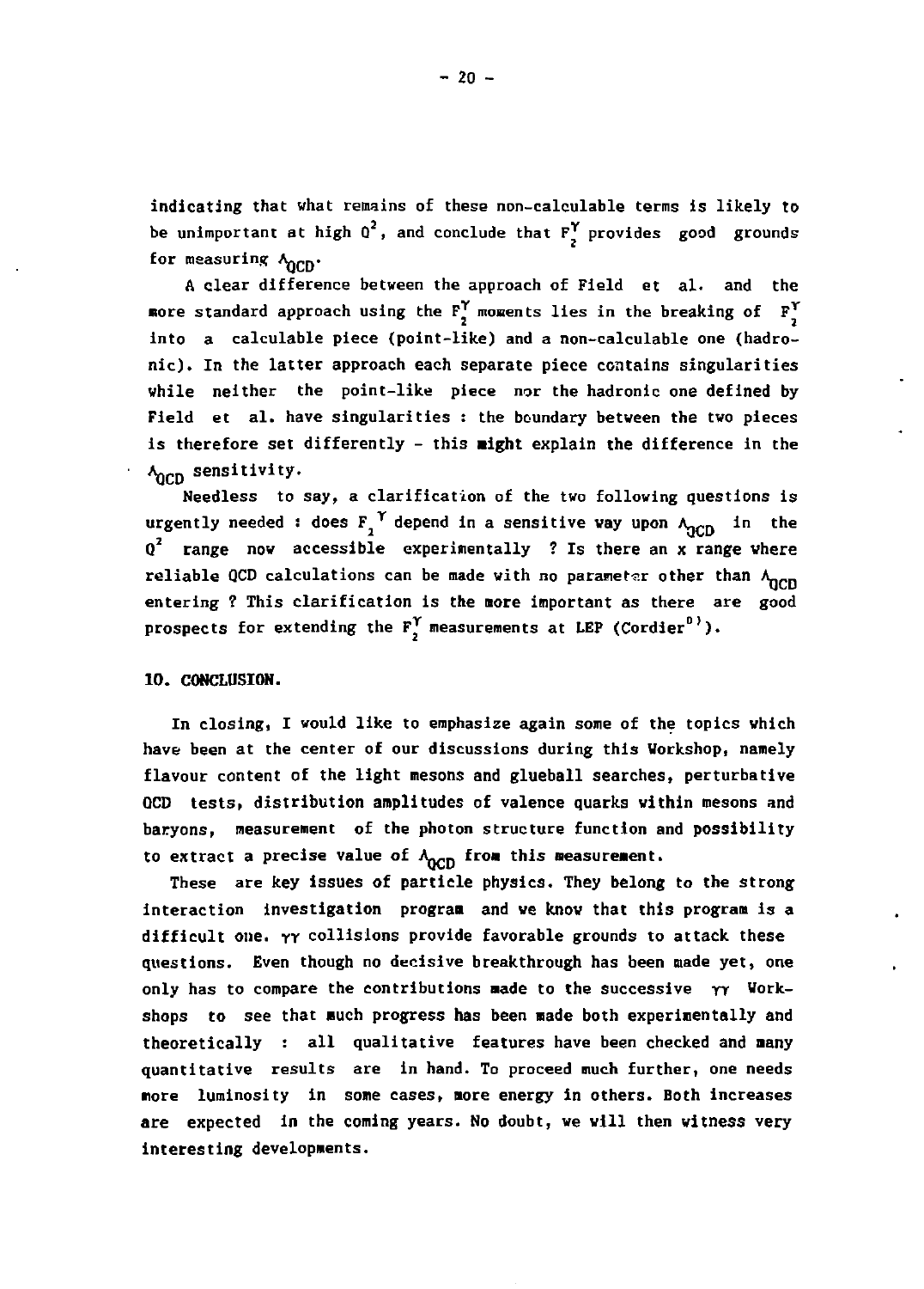indicating that what remains of these non-calculable terms is likely to be unimportant at high $Q^2$, and conclude that $F_2^\gamma$ provides good grounds for measuring $\Lambda_{QCD}$.

A clear difference between the approach of Field et al. and the more standard approach using the $F_2^\gamma$ moments lies in the breaking of $F_2^\gamma$ into a calculable piece (point-like) and a non-calculable one (hadronic). In the latter approach each separate piece contains singularities while neither the point-like piece nor the hadronic one defined by Field et al. have singularities : the boundary between the two pieces is therefore set differently - this might explain the difference in the $\Lambda_{QCD}$ sensitivity.

Needless to say, a clarification of the two following questions is urgently needed : does $F_2^\gamma$ depend in a sensitive way upon $\Lambda_{QCD}$ in the $Q^2$ range now accessible experimentally ? Is there an x range where reliable QCD calculations can be made with no parameter other than $\Lambda_{QCD}$ entering ? This clarification is the more important as there are good prospects for extending the $F_2^\gamma$ measurements at LEP (Cordier[0]).

## 10. CONCLUSION.

In closing, I would like to emphasize again some of the topics which have been at the center of our discussions during this Workshop, namely flavour content of the light mesons and glueball searches, perturbative QCD tests, distribution amplitudes of valence quarks within mesons and baryons, measurement of the photon structure function and possibility to extract a precise value of $\Lambda_{QCD}$ from this measurement.

These are key issues of particle physics. They belong to the strong interaction investigation program and we know that this program is a difficult one. $\gamma\gamma$ collisions provide favorable grounds to attack these questions. Even though no decisive breakthrough has been made yet, one only has to compare the contributions made to the successive $\gamma\gamma$ Workshops to see that much progress has been made both experimentally and theoretically : all qualitative features have been checked and many quantitative results are in hand. To proceed much further, one needs more luminosity in some cases, more energy in others. Both increases are expected in the coming years. No doubt, we will then witness very interesting developments.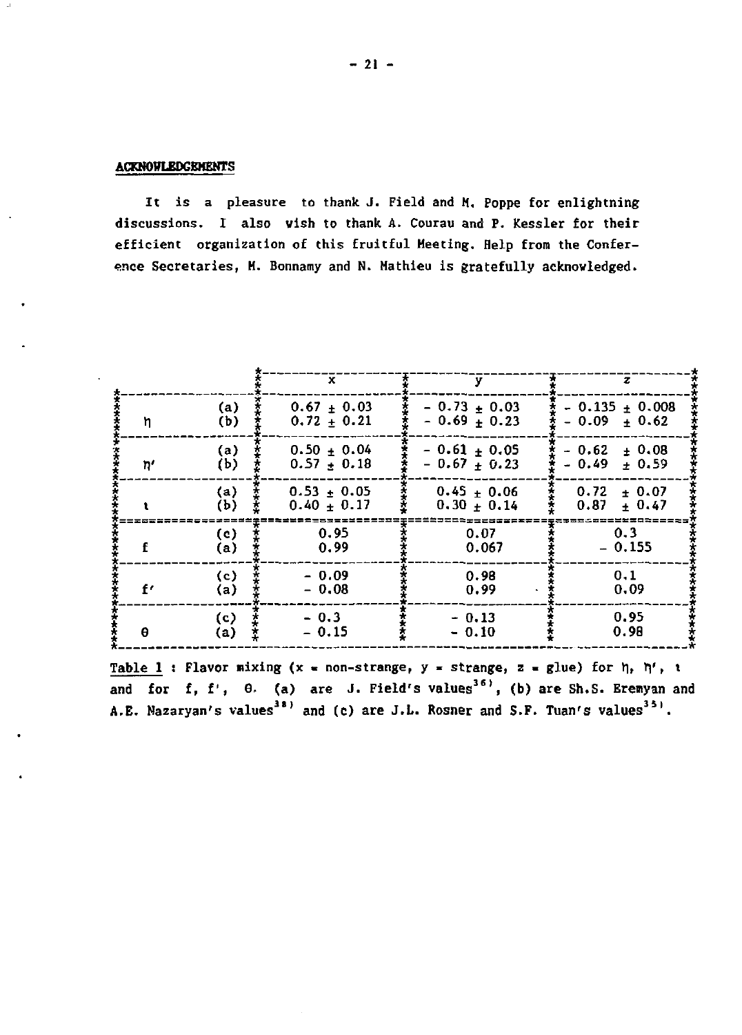## ACKNOWLEDGEMENTS

It is a pleasure to thank J. Field and M. Poppe for enlightning discussions. I also wish to thank A. Courau and P. Kessler for their efficient organization of this fruitful Meeting. Help from the Conference Secretaries, M. Bonnamy and N. Mathieu is gratefully acknowledged.

| | | x | y | z |
|---|---|---|---|---|
| $\eta$ | (a) | $0.67 \pm 0.03$ | $-0.73 \pm 0.03$ | $-0.135 \pm 0.008$ |
| | (b) | $0.72 \pm 0.21$ | $-0.69 \pm 0.23$ | $-0.09 \pm 0.62$ |
| $\eta'$ | (a) | $0.50 \pm 0.04$ | $-0.61 \pm 0.05$ | $-0.62 \pm 0.08$ |
| | (b) | $0.57 \pm 0.18$ | $-0.67 \pm 0.23$ | $-0.49 \pm 0.59$ |
| $\iota$ | (a) | $0.53 \pm 0.05$ | $0.45 \pm 0.06$ | $0.72 \pm 0.07$ |
| | (b) | $0.40 \pm 0.17$ | $0.30 \pm 0.14$ | $0.87 \pm 0.47$ |
| f | (c) | 0.95 | 0.07 | 0.3 |
| | (a) | 0.99 | 0.067 | $-0.155$ |
| f' | (c) | $-0.09$ | 0.98 | 0.1 |
| | (a) | $-0.08$ | 0.99 | 0.09 |
| $\theta$ | (c) | $-0.3$ | $-0.13$ | 0.95 |
| | (a) | $-0.15$ | $-0.10$ | 0.98 |

Table 1 : Flavor mixing (x = non-strange, y = strange, z = glue) for $\eta$, $\eta'$, $\iota$ and for f, f', $\theta$. (a) are J. Field's values[36], (b) are Sh.S. Eremyan and A.E. Nazaryan's values[38] and (c) are J.L. Rosner and S.F. Tuan's values[35].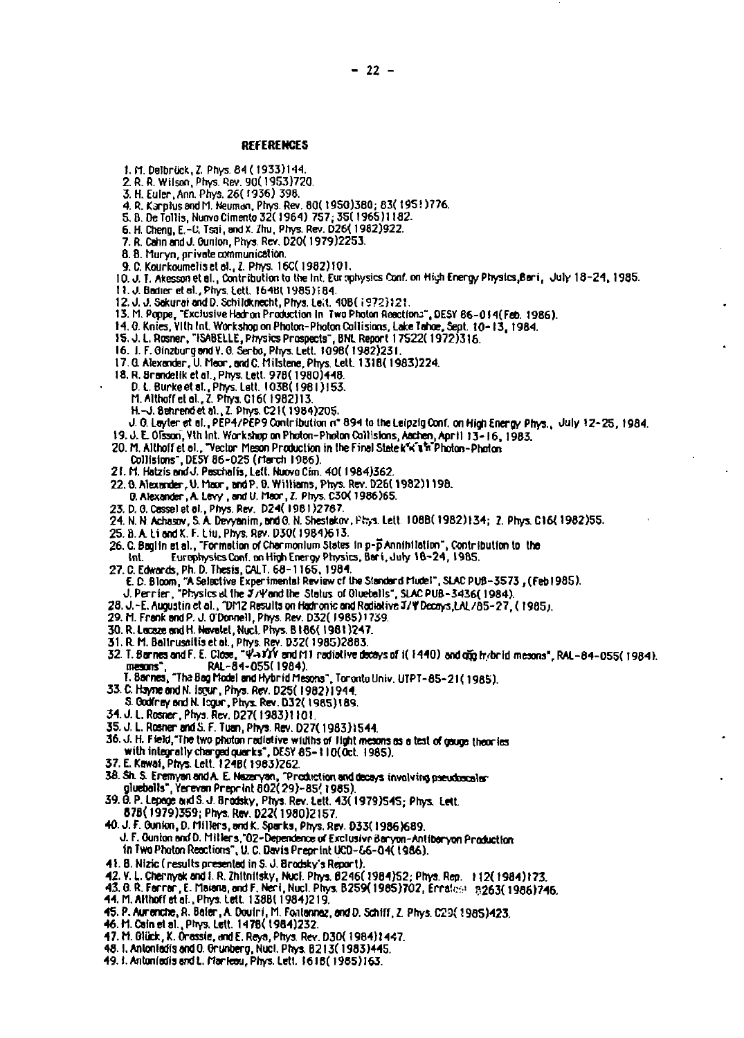## REFERENCES

1. M. Delbrück, Z. Phys. 84 (1933)144.
2. R. R. Wilson, Phys. Rev. 90(1953)720.
3. H. Euler, Ann. Phys. 26(1936) 398.
4. R. Karplus and M. Neuman, Phys. Rev. 80(1950)380; 83(1951)776.
5. B. De Tollis, Nuovo Cimento 32(1964) 757; 35(1965)1182.
6. H. Cheng, E.-C. Tsai, and X. Zhu, Phys. Rev. D26(1982)922.
7. R. Cahn and J. Gunion, Phys. Rev. D20(1979)2253.
8. B. Muryn, private communication.
9. C. Kourkoumelis et al., Z. Phys. 16C(1982)101.
10. J. T. Akesson et al., Contribution to the Int. Europhysics Conf. on High Energy Physics, Bari, July 18-24, 1985.
11. J. Badier et al., Phys. Lett. 164B(1985)184.
12. J. J. Sakurai and D. Schildknecht, Phys. Lett. 40B(1972)121.
13. M. Poppe, "Exclusive Hadron Production in Two Photon Reactions", DESY 86-014(Feb. 1986).
14. G. Knies, VIth Int. Workshop on Photon-Photon Collisions, Lake Tahoe, Sept. 10-13, 1984.
15. J. L. Rosner, "ISABELLE, Physics Prospects", BNL Report 17522(1972)316.
16. I. F. Ginzburg and V. G. Serbo, Phys. Lett. 109B(1982)231.
17. G. Alexander, U. Maor, and C. Milstene, Phys. Lett. 131B(1983)224.
18. R. Brandelik et al., Phys. Lett. 97B(1980)448.
    D. L. Burke et al., Phys. Lett. 103B(1981)153.
    M. Althoff et al., Z. Phys. C16(1982)13.
    H.-J. Behrend et al., Z. Phys. C21(1984)205.
    J. G. Layter et al., PEP4/PEP9 Contribution n° 894 to the Leipzig Conf. on High Energy Phys., July 12-25, 1984.
19. J. E. Olsson, Vth Int. Workshop on Photon-Photon Collisions, Aachen, April 13-16, 1983.
20. M. Althoff et al., "Vector Meson Production in the Final State $K^+K^-\pi^+\pi^-$ Photon-Photon Collisions", DESY 86-025 (March 1986).
21. M. Hatzis and J. Paschalis, Lett. Nuovo Cim. 40(1984)362.
22. G. Alexander, U. Maor, and P. G. Williams, Phys. Rev. D26(1982)1198.
    G. Alexander, A. Levy, and U. Maor, Z. Phys. C30(1986)65.
23. D. G. Cassel et al., Phys. Rev. D24(1981)2787.
24. N. N. Achasov, S. A. Devyanin, and G. N. Shestakov, Phys. Lett. 108B(1982)134; Z. Phys. C16(1982)55.
25. B. A. Li and K. F. Liu, Phys. Rev. D30(1984)613.
26. C. Baglin et al., "Formation of Charmonium States in $p$-$\bar{p}$ Annihilation", Contribution to the Int. Europhysics Conf. on High Energy Physics, Bari, July 18-24, 1985.
27. C. Edwards, Ph. D. Thesis, CALT. 68-1165, 1984.
    E. D. Bloom, "A Selective Experimental Review of the Standard Model", SLAC PUB-3573, (Feb 1985).
    J. Perrier, "Physics at the J/$\Psi$ and the Status of Glueballs", SLAC PUB-3436(1984).
28. J.-E. Augustin et al., "DM2 Results on Hadronic and Radiative J/$\Psi$ Decays, LAL/85-27, (1985).
29. M. Frank and P. J. O'Donnell, Phys. Rev. D32(1985)1739.
30. R. Lacaze and H. Navelet, Nucl. Phys. B186(1981)247.
31. R. M. Baltrusaitis et al., Phys. Rev. D32(1985)2883.
32. T. Barnes and F. E. Close, "$\Psi\to\gamma\gamma\gamma$ and M1 radiative decays of i(1440) and $q\bar{q}g$ hybrid mesons", RAL-84-055(1984).
    T. Barnes, "The Bag Model and Hybrid Mesons", Toronto Univ. UTPT-85-21(1985).
33. C. Hayne and N. Isgur, Phys. Rev. D25(1982)1944.
    S. Godfrey and N. Isgur, Phys. Rev. D32(1985)189.
34. J. L. Rosner, Phys. Rev. D27(1983)1101.
35. J. L. Rosner and S. F. Tuan, Phys. Rev. D27(1983)1544.
36. J. H. Field, "The two photon radiative widths of light mesons as a test of gauge theories with integrally charged quarks", DESY 85-110(Oct. 1985).
37. E. Kawai, Phys. Lett. 124B(1983)262.
38. Sh. S. Eremyan and A. E. Nazaryan, "Production and decays involving pseudoscalar glueballs", Yerevan Preprint 802(29)-85(1985).
39. G. P. Lepage and S. J. Brodsky, Phys. Rev. Lett. 43(1979)545; Phys. Lett. 87B(1979)359; Phys. Rev. D22(1980)2157.
40. J. F. Gunion, D. Millers, and K. Sparks, Phys. Rev. D33(1986)689.
    J. F. Gunion and D. Millers, "Q2-Dependence of Exclusive Baryon-Antibaryon Production in Two Photon Reactions", U. C. Davis Preprint UCD-86-04(1986).
41. B. Nizic (results presented in S. J. Brodsky's Report).
42. V. L. Chernyak and I. R. Zhitnitsky, Nucl. Phys. B246(1984)52; Phys. Rep. 112(1984)173.
43. G. R. Farrar, E. Maiana, and F. Neri, Nucl. Phys. B259(1985)702, Erratum B263(1986)746.
44. M. Althoff et al., Phys. Lett. 138B(1984)219.
45. P. Aurenche, R. Baier, A. Douiri, M. Fontannaz, and D. Schiff, Z. Phys. C29(1985)423.
46. M. Cain et al., Phys. Lett. 147B(1984)232.
47. M. Glück, K. Grassie, and E. Reya, Phys. Rev. D30(1984)1447.
48. I. Antoniadis and G. Grunberg, Nucl. Phys. B213(1983)445.
49. I. Antoniadis and L. Marleau, Phys. Lett. 161B(1985)163.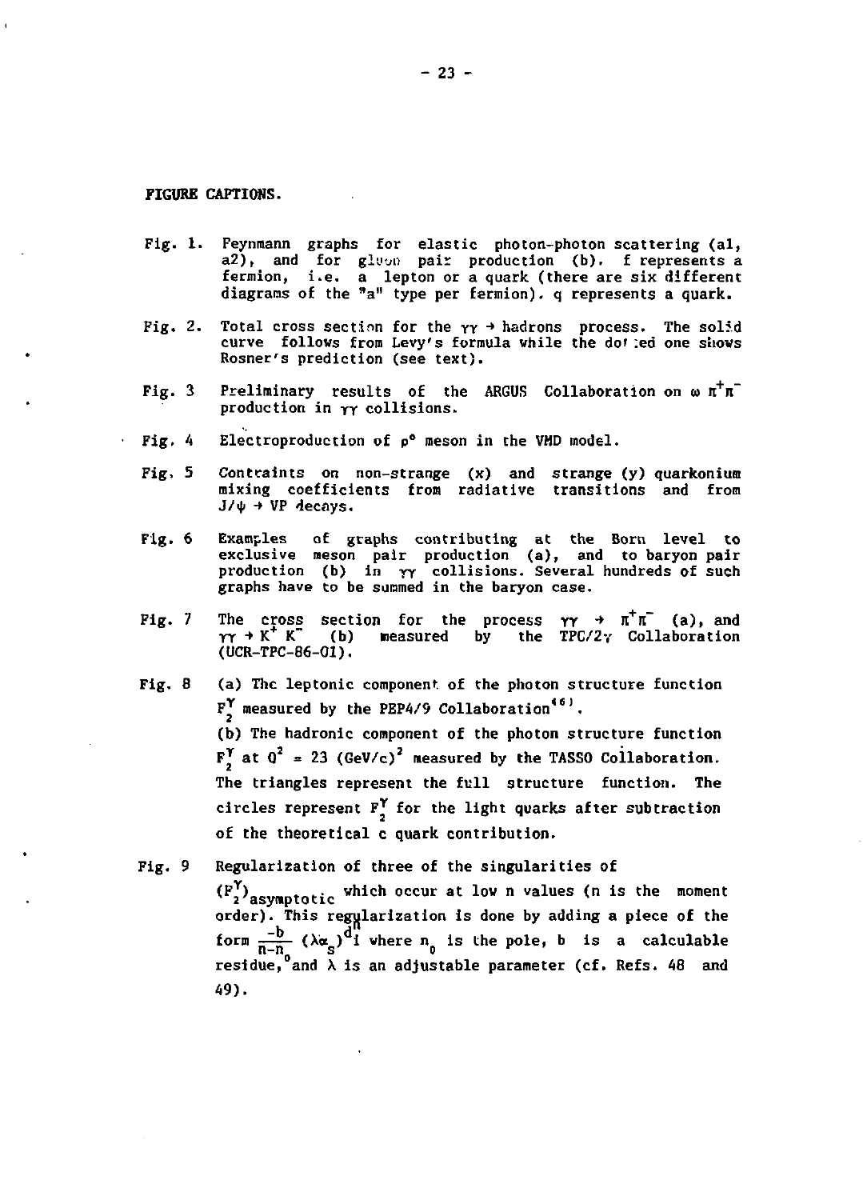**FIGURE CAPTIONS.**

Fig. 1. Feynmann graphs for elastic photon-photon scattering (a1, a2), and for gluon pair production (b). f represents a fermion, i.e. a lepton or a quark (there are six different diagrams of the "a" type per fermion). q represents a quark.

Fig. 2. Total cross section for the $\gamma\gamma \rightarrow$ hadrons process. The solid curve follows from Levy's formula while the dotted one shows Rosner's prediction (see text).

Fig. 3 Preliminary results of the ARGUS Collaboration on $\omega\, \pi^+\pi^-$ production in $\gamma\gamma$ collisions.

Fig. 4 Electroproduction of $\rho^0$ meson in the VMD model.

Fig. 5 Contraints on non-strange (x) and strange (y) quarkonium mixing coefficients from radiative transitions and from $J/\psi \rightarrow VP$ decays.

Fig. 6 Examples of graphs contributing at the Born level to exclusive meson pair production (a), and to baryon pair production (b) in $\gamma\gamma$ collisions. Several hundreds of such graphs have to be summed in the baryon case.

Fig. 7 The cross section for the process $\gamma\gamma \rightarrow \pi^+\pi^-$ (a), and $\gamma\gamma \rightarrow K^+ K^-$ (b) measured by the TPC/2$\gamma$ Collaboration (UCR-TPC-86-01).

Fig. 8 (a) The leptonic component of the photon structure function $F_2^\gamma$ measured by the PEP4/9 Collaboration[46].

(b) The hadronic component of the photon structure function $F_2^\gamma$ at $Q^2 = 23\ (\mathrm{GeV}/c)^2$ measured by the TASSO Collaboration. The triangles represent the full structure function. The circles represent $F_2^\gamma$ for the light quarks after subtraction of the theoretical c quark contribution.

Fig. 9 Regularization of three of the singularities of $(F_2^\gamma)_{\text{asymptotic}}$ which occur at low n values (n is the moment order). This regularization is done by adding a piece of the form $\frac{-b}{n-n_0}(\lambda\alpha_s)^{d_1^n}$ where $n_0$ is the pole, b is a calculable residue, and $\lambda$ is an adjustable parameter (cf. Refs. 48 and 49).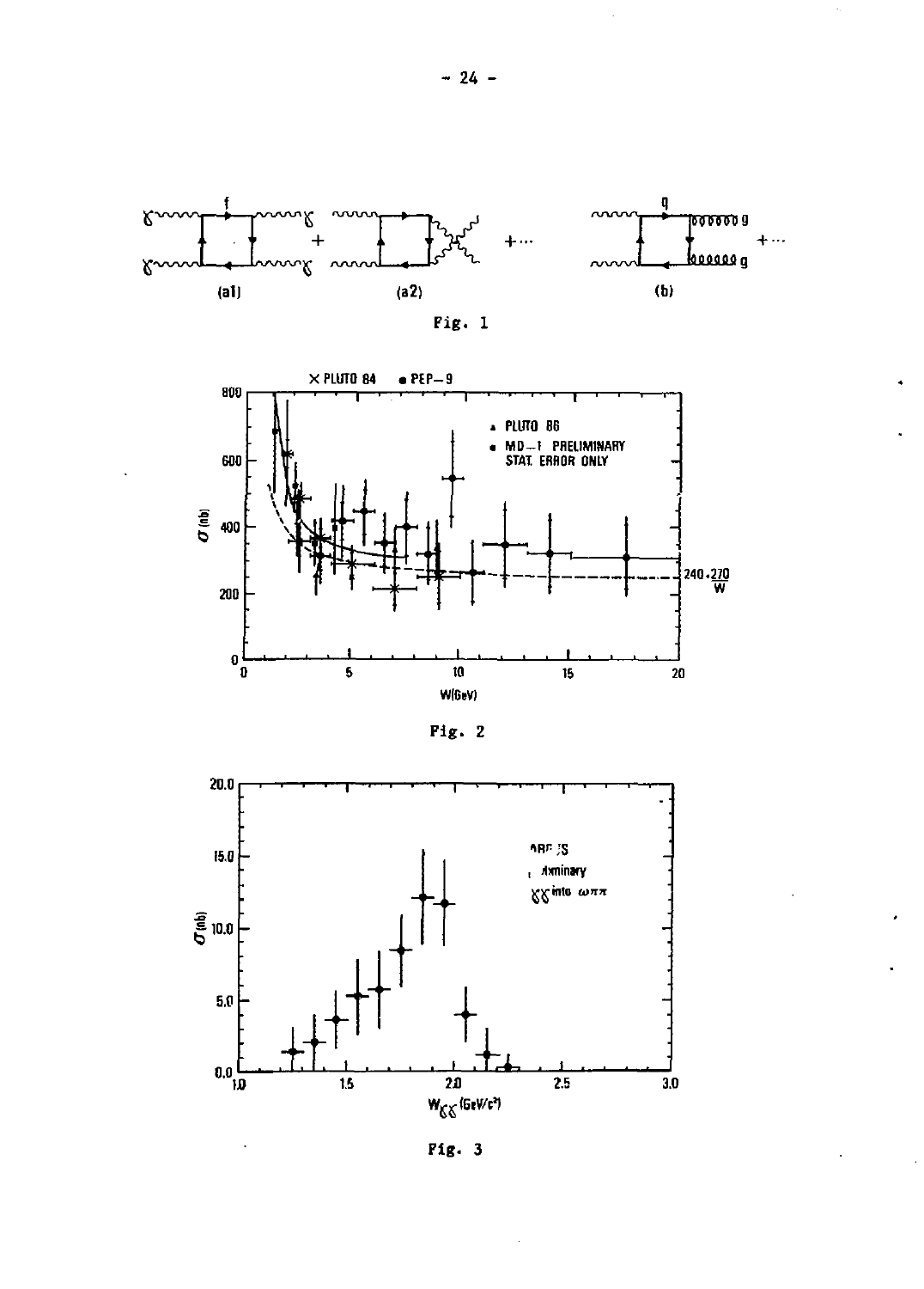Fig. 1

Fig. 2

Fig. 3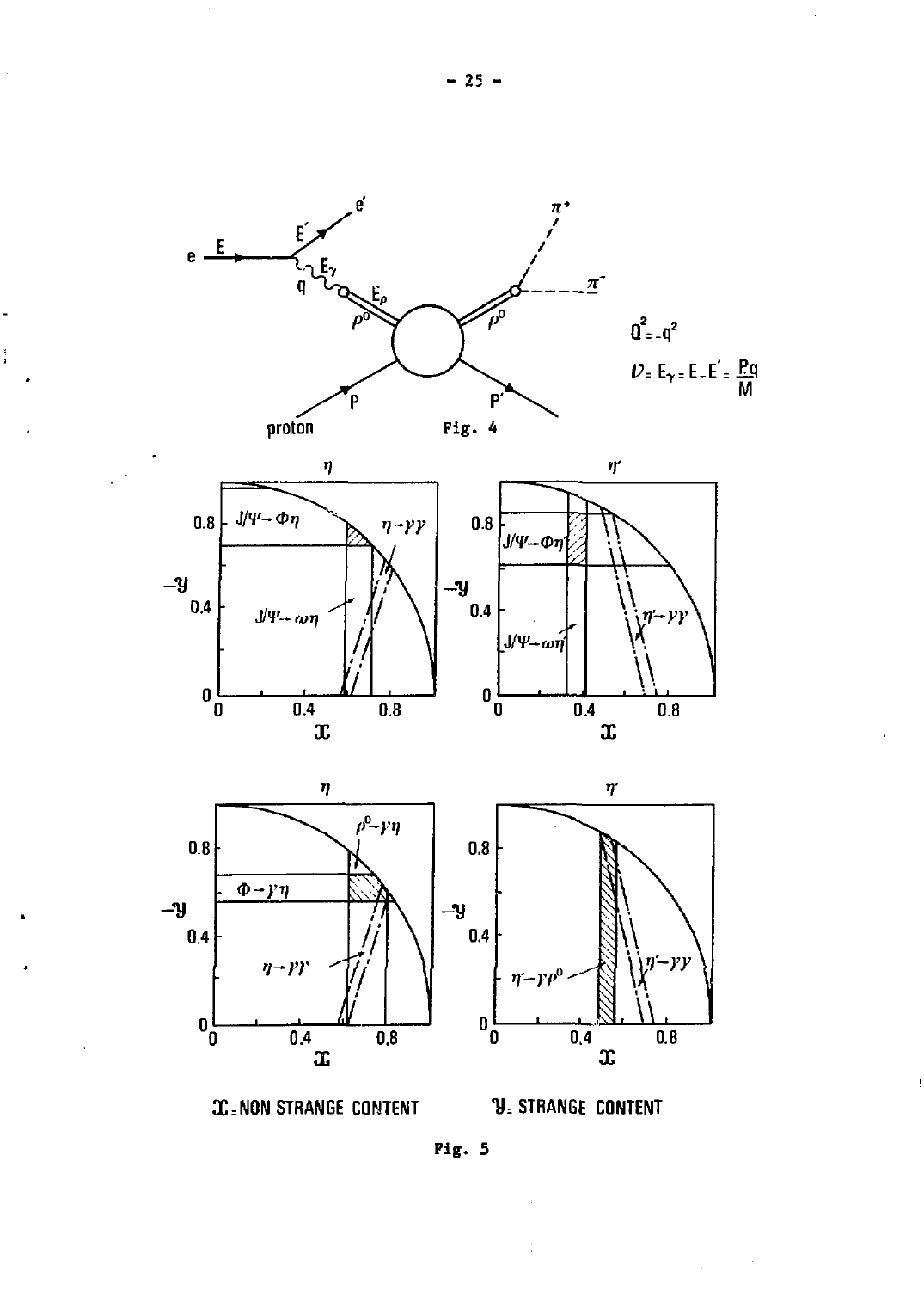$Q^2 = -q^2$

$\nu = E_\gamma = E - E' = \frac{Pq}{M}$

Fig. 4

$\mathcal{X}$ = NON STRANGE CONTENT $\mathcal{Y}$ = STRANGE CONTENT

Fig. 5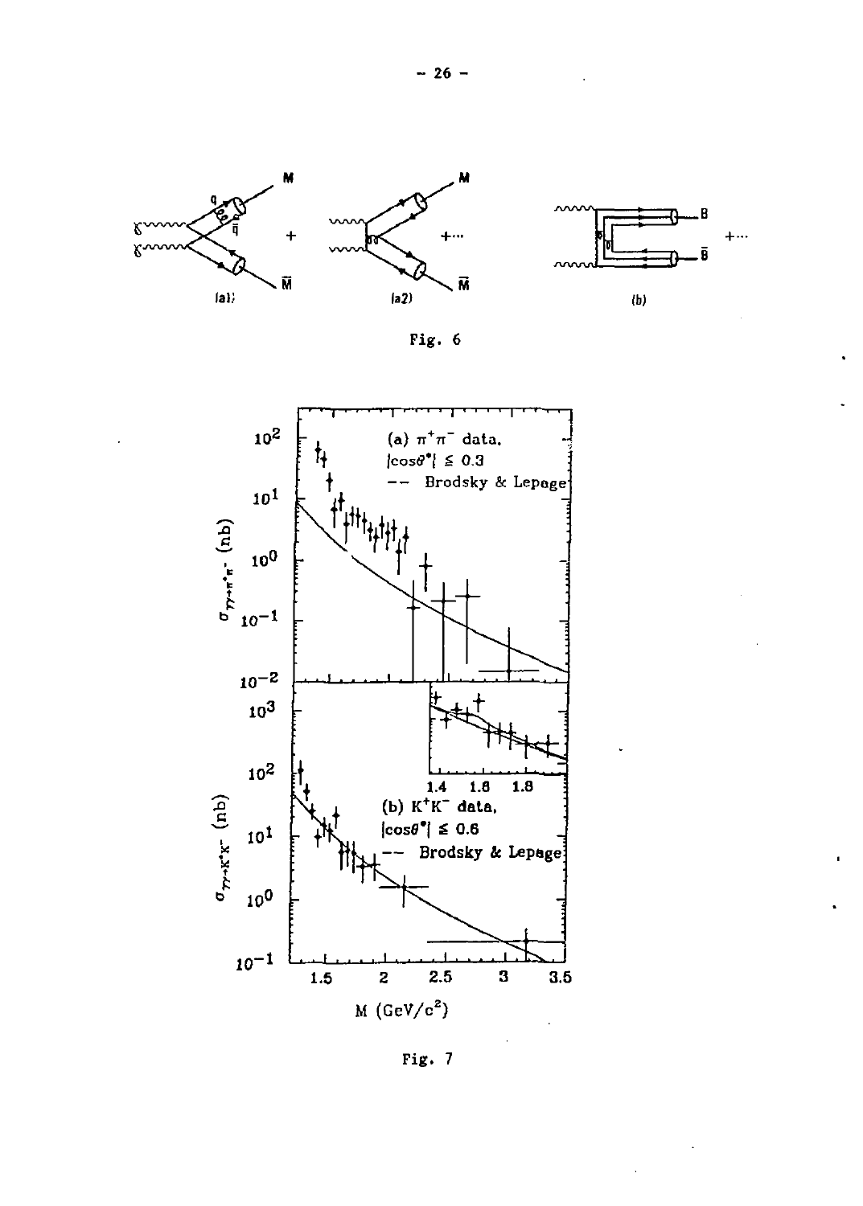Fig. 6

Fig. 7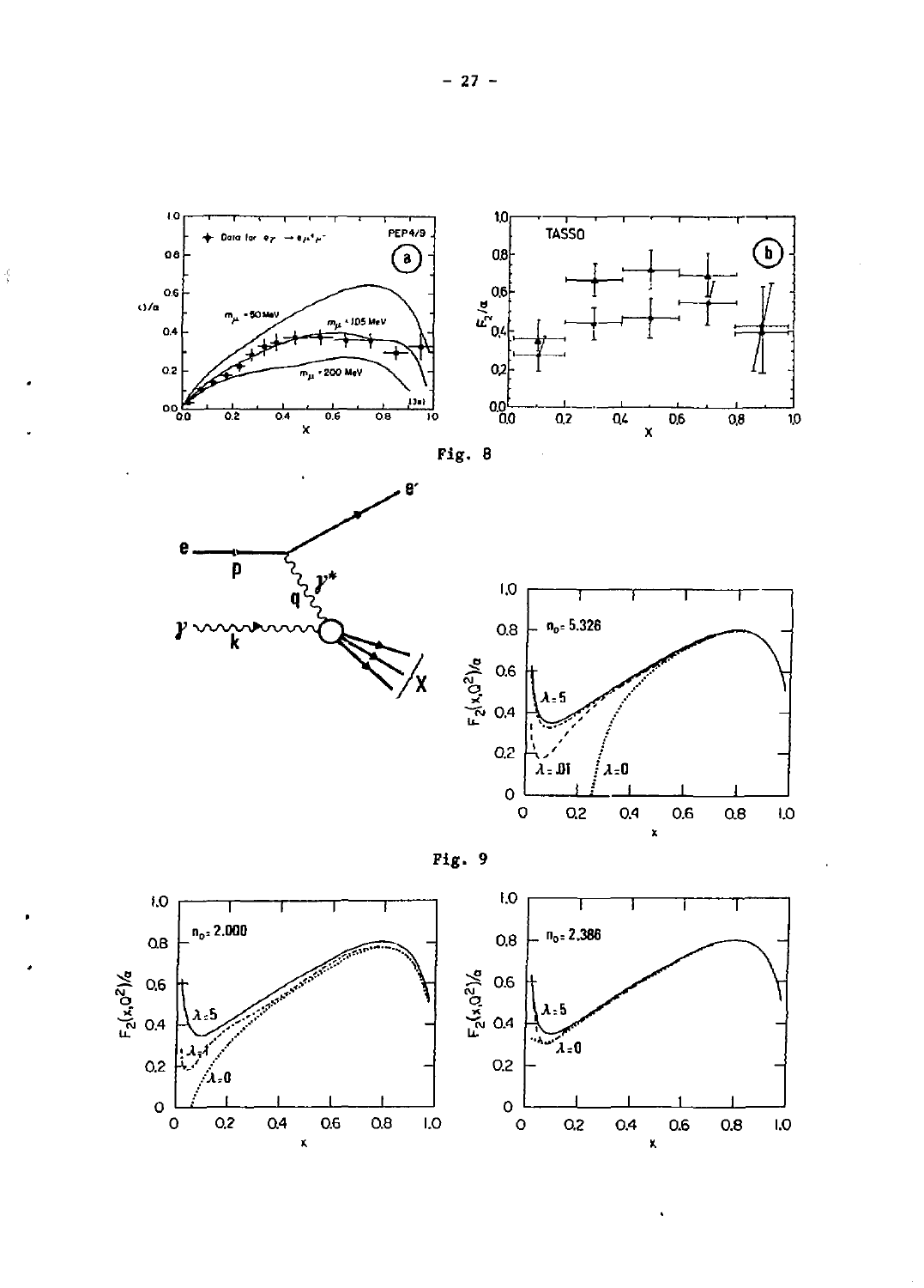Data for $e\gamma \rightarrow e\mu^+\mu^-$

PEP4/9

a

$\omega/\alpha$

$m_\mu = 50$ MeV

$m_\mu = 105$ MeV

$m_\mu = 200$ MeV

x

TASSO

b

$F_2/\alpha$

x

Fig. 8

e

p

e′

q

$\gamma^*$

$\gamma$

k

X

$n_0 = 5.326$

$\lambda = 5$

$\lambda = .01$

$\lambda = 0$

$F_2(x,Q^2)/\alpha$

x

Fig. 9

$n_0 = 2.000$

$\lambda = 5$

$\lambda = 1$

$\lambda = 0$

$F_2(x,Q^2)/\alpha$

x

$n_0 = 2.386$

$\lambda = 5$

$\lambda = 0$

$F_2(x,Q^2)/\alpha$

x